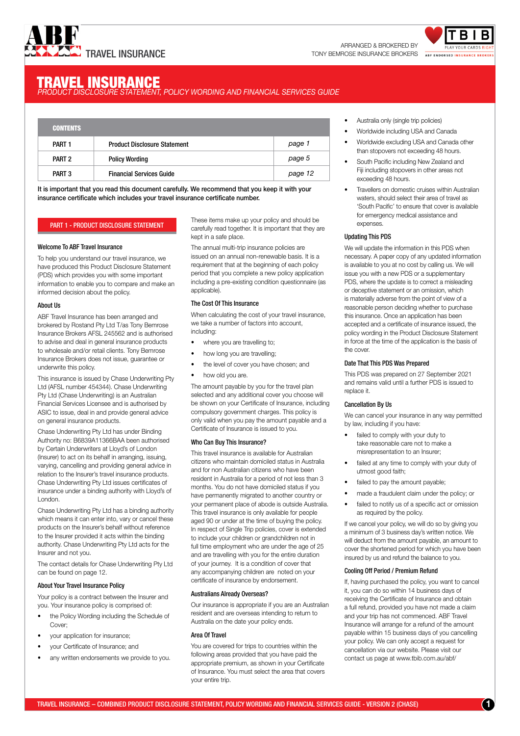ABF TRAVEL INSURANCE

ARRANGED & BROKERED BY TONY BEMROSE INSURANCE BROKERS

TBIB PLAY YOUR CARDS RIGHT
ABF ENDORSED INSURANCE BROKERS

# TRAVEL INSURANCE

*PRODUCT DISCLOSURE STATEMENT, POLICY WORDING AND FINANCIAL SERVICES GUIDE*

| CONTENTS | | |
|---|---|---|
| PART 1 | Product Disclosure Statement | *page 1* |
| PART 2 | Policy Wording | *page 5* |
| PART 3 | Financial Services Guide | *page 12* |

It is important that you read this document carefully. We recommend that you keep it with your insurance certificate which includes your travel insurance certificate number.

## PART 1 - PRODUCT DISCLOSURE STATEMENT

### Welcome To ABF Travel Insurance

To help you understand our travel insurance, we have produced this Product Disclosure Statement (PDS) which provides you with some important information to enable you to compare and make an informed decision about the policy.

### About Us

ABF Travel Insurance has been arranged and brokered by Rostand Pty Ltd T/as Tony Bemrose Insurance Brokers AFSL 245562 and is authorised to advise and deal in general insurance products to wholesale and/or retail clients. Tony Bemrose Insurance Brokers does not issue, guarantee or underwrite this policy.

This insurance is issued by Chase Underwriting Pty Ltd (AFSL number 454344). Chase Underwriting Pty Ltd (Chase Underwriting) is an Australian Financial Services Licensee and is authorised by ASIC to issue, deal in and provide general advice on general insurance products.

Chase Underwriting Pty Ltd has under Binding Authority no: B6839A11366BAA been authorised by Certain Underwriters at Lloyd's of London (Insurer) to act on its behalf in arranging, issuing, varying, cancelling and providing general advice in relation to the Insurer's travel insurance products. Chase Underwriting Pty Ltd issues certificates of insurance under a binding authority with Lloyd's of London.

Chase Underwriting Pty Ltd has a binding authority which means it can enter into, vary or cancel these products on the Insurer's behalf without reference to the Insurer provided it acts within the binding authority. Chase Underwriting Pty Ltd acts for the Insurer and not you.

The contact details for Chase Underwriting Pty Ltd can be found on page 12.

### About Your Travel Insurance Policy

Your policy is a contract between the Insurer and you. Your insurance policy is comprised of:

- the Policy Wording including the Schedule of Cover;
- your application for insurance;
- your Certificate of Insurance; and
- any written endorsements we provide to you.

These items make up your policy and should be carefully read together. It is important that they are kept in a safe place.

The annual multi-trip insurance policies are issued on an annual non-renewable basis. It is a requirement that at the beginning of each policy period that you complete a new policy application including a pre-existing condition questionnaire (as applicable).

### The Cost Of This Insurance

When calculating the cost of your travel insurance, we take a number of factors into account, including:

- where you are travelling to;
- how long you are travelling;
- the level of cover you have chosen; and
- how old you are.

The amount payable by you for the travel plan selected and any additional cover you choose will be shown on your Certificate of Insurance, including compulsory government charges. This policy is only valid when you pay the amount payable and a Certificate of Insurance is issued to you.

### Who Can Buy This Insurance?

This travel insurance is available for Australian citizens who maintain domiciled status in Australia and for non Australian citizens who have been resident in Australia for a period of not less than 3 months. You do not have domiciled status if you have permanently migrated to another country or your permanent place of abode is outside Australia. This travel insurance is only available for people aged 90 or under at the time of buying the policy. In respect of Single Trip policies, cover is extended to include your children or grandchildren not in full time employment who are under the age of 25 and are travelling with you for the entire duration of your journey. It is a condition of cover that any accompanying children are noted on your certificate of insurance by endorsement.

### Australians Already Overseas?

Our insurance is appropriate if you are an Australian resident and are overseas intending to return to Australia on the date your policy ends.

### Area Of Travel

You are covered for trips to countries within the following areas provided that you have paid the appropriate premium, as shown in your Certificate of Insurance. You must select the area that covers your entire trip.

- Australia only (single trip policies)
- Worldwide including USA and Canada
- Worldwide excluding USA and Canada other than stopovers not exceeding 48 hours.
- South Pacific including New Zealand and Fiji including stopovers in other areas not exceeding 48 hours.
- Travellers on domestic cruises within Australian waters, should select their area of travel as 'South Pacific' to ensure that cover is available for emergency medical assistance and expenses.

### Updating This PDS

We will update the information in this PDS when necessary. A paper copy of any updated information is available to you at no cost by calling us. We will issue you with a new PDS or a supplementary PDS, where the update is to correct a misleading or deceptive statement or an omission, which is materially adverse from the point of view of a reasonable person deciding whether to purchase this insurance. Once an application has been accepted and a certificate of insurance issued, the policy wording in the Product Disclosure Statement in force at the time of the application is the basis of the cover.

### Date That This PDS Was Prepared

This PDS was prepared on 27 September 2021 and remains valid until a further PDS is issued to replace it.

### Cancellation By Us

We can cancel your insurance in any way permitted by law, including if you have:

- failed to comply with your duty to take reasonable care not to make a misrepresentation to an Insurer;
- failed at any time to comply with your duty of utmost good faith;
- failed to pay the amount payable;
- made a fraudulent claim under the policy; or
- failed to notify us of a specific act or omission as required by the policy.

If we cancel your policy, we will do so by giving you a minimum of 3 business day's written notice. We will deduct from the amount payable, an amount to cover the shortened period for which you have been insured by us and refund the balance to you.

### Cooling Off Period / Premium Refund

If, having purchased the policy, you want to cancel it, you can do so within 14 business days of receiving the Certificate of Insurance and obtain a full refund, provided you have not made a claim and your trip has not commenced. ABF Travel Insurance will arrange for a refund of the amount payable within 15 business days of you cancelling your policy. We can only accept a request for cancellation via our website. Please visit our contact us page at www.tbib.com.au/abf/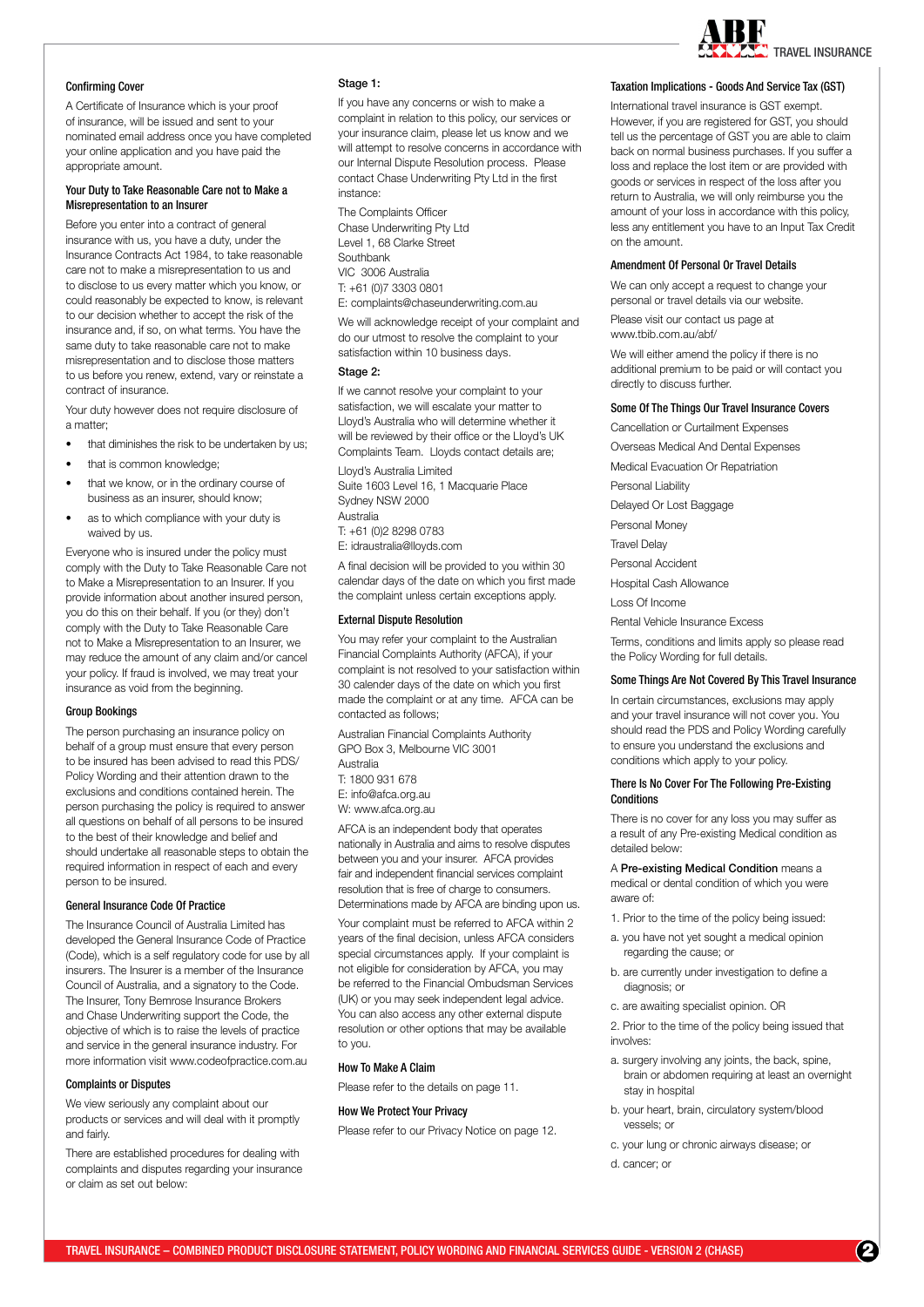### Confirming Cover

A Certificate of Insurance which is your proof of insurance, will be issued and sent to your nominated email address once you have completed your online application and you have paid the appropriate amount.

### Your Duty to Take Reasonable Care not to Make a Misrepresentation to an Insurer

Before you enter into a contract of general insurance with us, you have a duty, under the Insurance Contracts Act 1984, to take reasonable care not to make a misrepresentation to us and to disclose to us every matter which you know, or could reasonably be expected to know, is relevant to our decision whether to accept the risk of the insurance and, if so, on what terms. You have the same duty to take reasonable care not to make misrepresentation and to disclose those matters to us before you renew, extend, vary or reinstate a contract of insurance.

Your duty however does not require disclosure of a matter;

- that diminishes the risk to be undertaken by us;
- that is common knowledge;
- that we know, or in the ordinary course of business as an insurer, should know;
- as to which compliance with your duty is waived by us.

Everyone who is insured under the policy must comply with the Duty to Take Reasonable Care not to Make a Misrepresentation to an Insurer. If you provide information about another insured person, you do this on their behalf. If you (or they) don't comply with the Duty to Take Reasonable Care not to Make a Misrepresentation to an Insurer, we may reduce the amount of any claim and/or cancel your policy. If fraud is involved, we may treat your insurance as void from the beginning.

### Group Bookings

The person purchasing an insurance policy on behalf of a group must ensure that every person to be insured has been advised to read this PDS/ Policy Wording and their attention drawn to the exclusions and conditions contained herein. The person purchasing the policy is required to answer all questions on behalf of all persons to be insured to the best of their knowledge and belief and should undertake all reasonable steps to obtain the required information in respect of each and every person to be insured.

### General Insurance Code Of Practice

The Insurance Council of Australia Limited has developed the General Insurance Code of Practice (Code), which is a self regulatory code for use by all insurers. The Insurer is a member of the Insurance Council of Australia, and a signatory to the Code. The Insurer, Tony Bemrose Insurance Brokers and Chase Underwriting support the Code, the objective of which is to raise the levels of practice and service in the general insurance industry. For more information visit www.codeofpractice.com.au

### Complaints or Disputes

We view seriously any complaint about our products or services and will deal with it promptly and fairly.

There are established procedures for dealing with complaints and disputes regarding your insurance or claim as set out below:

### Stage 1:

If you have any concerns or wish to make a complaint in relation to this policy, our services or your insurance claim, please let us know and we will attempt to resolve concerns in accordance with our Internal Dispute Resolution process. Please contact Chase Underwriting Pty Ltd in the first instance:

The Complaints Officer
Chase Underwriting Pty Ltd
Level 1, 68 Clarke Street
Southbank
VIC 3006 Australia
T: +61 (0)7 3303 0801
E: complaints@chaseunderwriting.com.au

We will acknowledge receipt of your complaint and do our utmost to resolve the complaint to your satisfaction within 10 business days.

### Stage 2:

If we cannot resolve your complaint to your satisfaction, we will escalate your matter to Lloyd's Australia who will determine whether it will be reviewed by their office or the Lloyd's UK Complaints Team. Lloyds contact details are;

Lloyd's Australia Limited
Suite 1603 Level 16, 1 Macquarie Place
Sydney NSW 2000
Australia
T: +61 (0)2 8298 0783
E: idraustralia@lloyds.com

A final decision will be provided to you within 30 calendar days of the date on which you first made the complaint unless certain exceptions apply.

### External Dispute Resolution

You may refer your complaint to the Australian Financial Complaints Authority (AFCA), if your complaint is not resolved to your satisfaction within 30 calender days of the date on which you first made the complaint or at any time. AFCA can be contacted as follows;

Australian Financial Complaints Authority
GPO Box 3, Melbourne VIC 3001
Australia
T: 1800 931 678
E: info@afca.org.au
W: www.afca.org.au

AFCA is an independent body that operates nationally in Australia and aims to resolve disputes between you and your insurer. AFCA provides fair and independent financial services complaint resolution that is free of charge to consumers. Determinations made by AFCA are binding upon us.

Your complaint must be referred to AFCA within 2 years of the final decision, unless AFCA considers special circumstances apply. If your complaint is not eligible for consideration by AFCA, you may be referred to the Financial Ombudsman Services (UK) or you may seek independent legal advice. You can also access any other external dispute resolution or other options that may be available to you.

### How To Make A Claim

Please refer to the details on page 11.

### How We Protect Your Privacy

Please refer to our Privacy Notice on page 12.

### Taxation Implications - Goods And Service Tax (GST)

International travel insurance is GST exempt. However, if you are registered for GST, you should tell us the percentage of GST you are able to claim back on normal business purchases. If you suffer a loss and replace the lost item or are provided with goods or services in respect of the loss after you return to Australia, we will only reimburse you the amount of your loss in accordance with this policy, less any entitlement you have to an Input Tax Credit on the amount.

### Amendment Of Personal Or Travel Details

We can only accept a request to change your personal or travel details via our website.

Please visit our contact us page at www.tbib.com.au/abf/

We will either amend the policy if there is no additional premium to be paid or will contact you directly to discuss further.

### Some Of The Things Our Travel Insurance Covers

Cancellation or Curtailment Expenses

Overseas Medical And Dental Expenses

Medical Evacuation Or Repatriation

Personal Liability

Delayed Or Lost Baggage

Personal Money

Travel Delay

Personal Accident

Hospital Cash Allowance

Loss Of Income

Rental Vehicle Insurance Excess

Terms, conditions and limits apply so please read the Policy Wording for full details.

### Some Things Are Not Covered By This Travel Insurance

In certain circumstances, exclusions may apply and your travel insurance will not cover you. You should read the PDS and Policy Wording carefully to ensure you understand the exclusions and conditions which apply to your policy.

### There Is No Cover For The Following Pre-Existing Conditions

There is no cover for any loss you may suffer as a result of any Pre-existing Medical condition as detailed below:

A **Pre-existing Medical Condition** means a medical or dental condition of which you were aware of:

1. Prior to the time of the policy being issued:

a. you have not yet sought a medical opinion regarding the cause; or

b. are currently under investigation to define a diagnosis; or

c. are awaiting specialist opinion. OR

2. Prior to the time of the policy being issued that involves:

a. surgery involving any joints, the back, spine, brain or abdomen requiring at least an overnight stay in hospital

b. your heart, brain, circulatory system/blood vessels; or

c. your lung or chronic airways disease; or

d. cancer; or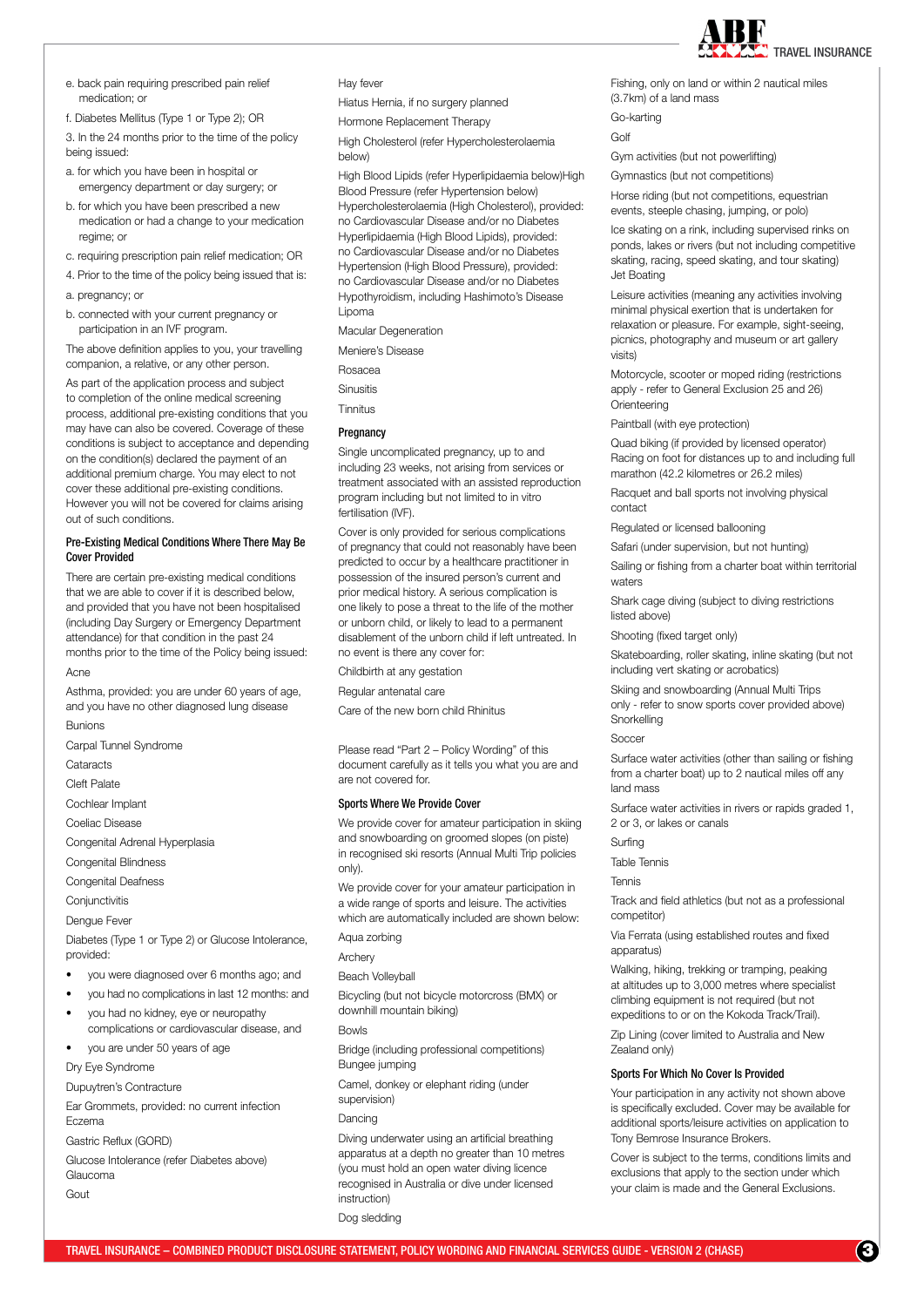e. back pain requiring prescribed pain relief medication; or

f. Diabetes Mellitus (Type 1 or Type 2); OR

3. In the 24 months prior to the time of the policy being issued:

a. for which you have been in hospital or emergency department or day surgery; or

b. for which you have been prescribed a new medication or had a change to your medication regime; or

c. requiring prescription pain relief medication; OR

4. Prior to the time of the policy being issued that is:

a. pregnancy; or

b. connected with your current pregnancy or participation in an IVF program.

The above definition applies to you, your travelling companion, a relative, or any other person.

As part of the application process and subject to completion of the online medical screening process, additional pre-existing conditions that you may have can also be covered. Coverage of these conditions is subject to acceptance and depending on the condition(s) declared the payment of an additional premium charge. You may elect to not cover these additional pre-existing conditions. However you will not be covered for claims arising out of such conditions.

### Pre-Existing Medical Conditions Where There May Be Cover Provided

There are certain pre-existing medical conditions that we are able to cover if it is described below, and provided that you have not been hospitalised (including Day Surgery or Emergency Department attendance) for that condition in the past 24 months prior to the time of the Policy being issued:

Acne

Asthma, provided: you are under 60 years of age, and you have no other diagnosed lung disease

Bunions

Carpal Tunnel Syndrome

Cataracts

Cleft Palate

Cochlear Implant

Coeliac Disease

Congenital Adrenal Hyperplasia

Congenital Blindness

Congenital Deafness

Conjunctivitis

Dengue Fever

Diabetes (Type 1 or Type 2) or Glucose Intolerance, provided:

- you were diagnosed over 6 months ago; and
- you had no complications in last 12 months: and
- you had no kidney, eye or neuropathy complications or cardiovascular disease, and
- you are under 50 years of age

Dry Eye Syndrome

Dupuytren's Contracture

Ear Grommets, provided: no current infection

Eczema

Gastric Reflux (GORD)

Glucose Intolerance (refer Diabetes above)

Glaucoma

Gout

Hay fever

Hiatus Hernia, if no surgery planned

Hormone Replacement Therapy

High Cholesterol (refer Hypercholesterolaemia below)

High Blood Lipids (refer Hyperlipidaemia below)

High Blood Pressure (refer Hypertension below)

Hypercholesterolaemia (High Cholesterol), provided: no Cardiovascular Disease and/or no Diabetes

Hyperlipidaemia (High Blood Lipids), provided: no Cardiovascular Disease and/or no Diabetes

Hypertension (High Blood Pressure), provided: no Cardiovascular Disease and/or no Diabetes

Hypothyroidism, including Hashimoto's Disease

Lipoma

Macular Degeneration

Meniere's Disease

Rosacea

Sinusitis

Tinnitus

### Pregnancy

Single uncomplicated pregnancy, up to and including 23 weeks, not arising from services or treatment associated with an assisted reproduction program including but not limited to in vitro fertilisation (IVF).

Cover is only provided for serious complications of pregnancy that could not reasonably have been predicted to occur by a healthcare practitioner in possession of the insured person's current and prior medical history. A serious complication is one likely to pose a threat to the life of the mother or unborn child, or likely to lead to a permanent disablement of the unborn child if left untreated. In no event is there any cover for:

Childbirth at any gestation

Regular antenatal care

Care of the new born child

Rhinitus

Please read "Part 2 – Policy Wording" of this document carefully as it tells you what you are and are not covered for.

### Sports Where We Provide Cover

We provide cover for amateur participation in skiing and snowboarding on groomed slopes (on piste) in recognised ski resorts (Annual Multi Trip policies only).

We provide cover for your amateur participation in a wide range of sports and leisure. The activities which are automatically included are shown below:

Aqua zorbing

Archery

Beach Volleyball

Bicycling (but not bicycle motorcross (BMX) or downhill mountain biking)

Bowls

Bridge (including professional competitions)

Bungee jumping

Camel, donkey or elephant riding (under supervision)

Dancing

Diving underwater using an artificial breathing apparatus at a depth no greater than 10 metres (you must hold an open water diving licence recognised in Australia or dive under licensed instruction)

Dog sledding

Fishing, only on land or within 2 nautical miles (3.7km) of a land mass

Go-karting

Golf

Gym activities (but not powerlifting)

Gymnastics (but not competitions)

Horse riding (but not competitions, equestrian events, steeple chasing, jumping, or polo)

Ice skating on a rink, including supervised rinks on ponds, lakes or rivers (but not including competitive skating, racing, speed skating, and tour skating)

Jet Boating

Leisure activities (meaning any activities involving minimal physical exertion that is undertaken for relaxation or pleasure. For example, sight-seeing, picnics, photography and museum or art gallery visits)

Motorcycle, scooter or moped riding (restrictions apply - refer to General Exclusion 25 and 26)

Orienteering

Paintball (with eye protection)

Quad biking (if provided by licensed operator)

Racing on foot for distances up to and including full marathon (42.2 kilometres or 26.2 miles)

Racquet and ball sports not involving physical contact

Regulated or licensed ballooning

Safari (under supervision, but not hunting)

Sailing or fishing from a charter boat within territorial waters

Shark cage diving (subject to diving restrictions listed above)

Shooting (fixed target only)

Skateboarding, roller skating, inline skating (but not including vert skating or acrobatics)

Skiing and snowboarding (Annual Multi Trips only - refer to snow sports cover provided above)

Snorkelling

Soccer

Surface water activities (other than sailing or fishing from a charter boat) up to 2 nautical miles off any land mass

Surface water activities in rivers or rapids graded 1, 2 or 3, or lakes or canals

Surfing

Table Tennis

Tennis

Track and field athletics (but not as a professional competitor)

Via Ferrata (using established routes and fixed apparatus)

Walking, hiking, trekking or tramping, peaking at altitudes up to 3,000 metres where specialist climbing equipment is not required (but not expeditions to or on the Kokoda Track/Trail).

Zip Lining (cover limited to Australia and New Zealand only)

### Sports For Which No Cover Is Provided

Your participation in any activity not shown above is specifically excluded. Cover may be available for additional sports/leisure activities on application to Tony Bemrose Insurance Brokers.

Cover is subject to the terms, conditions limits and exclusions that apply to the section under which your claim is made and the General Exclusions.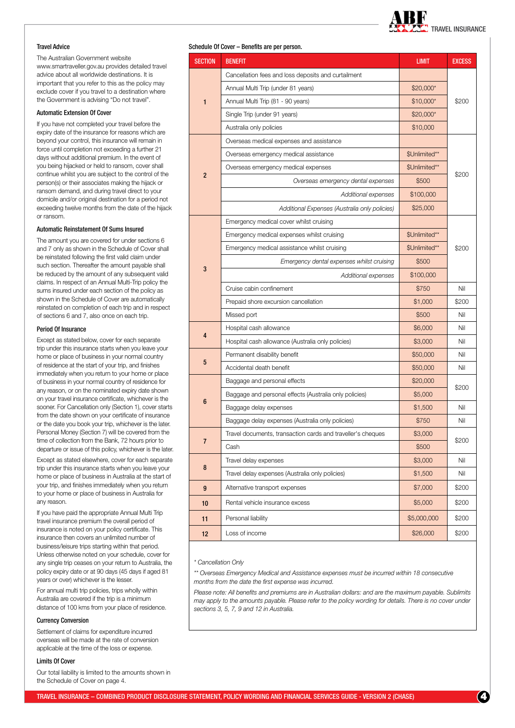### Travel Advice

The Australian Government website www.smartraveller.gov.au provides detailed travel advice about all worldwide destinations. It is important that you refer to this as the policy may exclude cover if you travel to a destination where the Government is advising "Do not travel".

### Automatic Extension Of Cover

If you have not completed your travel before the expiry date of the insurance for reasons which are beyond your control, this insurance will remain in force until completion not exceeding a further 21 days without additional premium. In the event of you being hijacked or held to ransom, cover shall continue whilst you are subject to the control of the person(s) or their associates making the hijack or ransom demand, and during travel direct to your domicile and/or original destination for a period not exceeding twelve months from the date of the hijack or ransom.

### Automatic Reinstatement Of Sums Insured

The amount you are covered for under sections 6 and 7 only as shown in the Schedule of Cover shall be reinstated following the first valid claim under such section. Thereafter the amount payable shall be reduced by the amount of any subsequent valid claims. In respect of an Annual Multi-Trip policy the sums insured under each section of the policy as shown in the Schedule of Cover are automatically reinstated on completion of each trip and in respect of sections 6 and 7, also once on each trip.

### Period Of Insurance

Except as stated below, cover for each separate trip under this insurance starts when you leave your home or place of business in your normal country of residence at the start of your trip, and finishes immediately when you return to your home or place of business in your normal country of residence for any reason, or on the nominated expiry date shown on your travel insurance certificate, whichever is the sooner. For Cancellation only (Section 1), cover starts from the date shown on your certificate of insurance or the date you book your trip, whichever is the later. Personal Money (Section 7) will be covered from the time of collection from the Bank, 72 hours prior to departure or issue of this policy, whichever is the later.

Except as stated elsewhere, cover for each separate trip under this insurance starts when you leave your home or place of business in Australia at the start of your trip, and finishes immediately when you return to your home or place of business in Australia for any reason.

If you have paid the appropriate Annual Multi Trip travel insurance premium the overall period of insurance is noted on your policy certificate. This insurance then covers an unlimited number of business/leisure trips starting within that period. Unless otherwise noted on your schedule, cover for any single trip ceases on your return to Australia, the policy expiry date or at 90 days (45 days if aged 81 years or over) whichever is the lesser.

For annual multi trip policies, trips wholly within Australia are covered if the trip is a minimum distance of 100 kms from your place of residence.

### Currency Conversion

Settlement of claims for expenditure incurred overseas will be made at the rate of conversion applicable at the time of the loss or expense.

### Limits Of Cover

Our total liability is limited to the amounts shown in the Schedule of Cover on page 4.

### Schedule Of Cover – Benefits are per person.

| SECTION | BENEFIT | LIMIT | EXCESS |
|---|---|---|---|
| 1 | Cancellation fees and loss deposits and curtailment | | $200 |
| | Annual Multi Trip (under 81 years) | $20,000* | |
| | Annual Multi Trip (81 - 90 years) | $10,000* | |
| | Single Trip (under 91 years) | $20,000* | |
| | Australia only policies | $10,000 | |
| 2 | Overseas medical expenses and assistance | | $200 |
| | Overseas emergency medical assistance | $Unlimited** | |
| | Overseas emergency medical expenses | $Unlimited** | |
| | *Overseas emergency dental expenses* | $500 | |
| | *Additional expenses* | $100,000 | |
| | *Additional Expenses (Australia only policies)* | $25,000 | |
| 3 | Emergency medical cover whilst cruising | | $200 |
| | Emergency medical expenses whilst cruising | $Unlimited** | |
| | Emergency medical assistance whilst cruising | $Unlimited** | |
| | *Emergency dental expenses whilst cruising* | $500 | |
| | *Additional expenses* | $100,000 | |
| | Cruise cabin confinement | $750 | Nil |
| | Prepaid shore excursion cancellation | $1,000 | $200 |
| | Missed port | $500 | Nil |
| 4 | Hospital cash allowance | $6,000 | Nil |
| | Hospital cash allowance (Australia only policies) | $3,000 | Nil |
| 5 | Permanent disability benefit | $50,000 | Nil |
| | Accidental death benefit | $50,000 | Nil |
| 6 | Baggage and personal effects | $20,000 | $200 |
| | Baggage and personal effects (Australia only policies) | $5,000 | |
| | Baggage delay expenses | $1,500 | Nil |
| | Baggage delay expenses (Australia only policies) | $750 | Nil |
| 7 | Travel documents, transaction cards and traveller's cheques | $3,000 | $200 |
| | Cash | $500 | |
| 8 | Travel delay expenses | $3,000 | Nil |
| | Travel delay expenses (Australia only policies) | $1,500 | Nil |
| 9 | Alternative transport expenses | $7,000 | $200 |
| 10 | Rental vehicle insurance excess | $5,000 | $200 |
| 11 | Personal liability | $5,000,000 | $200 |
| 12 | Loss of income | $26,000 | $200 |

*\* Cancellation Only*

*\*\* Overseas Emergency Medical and Assistance expenses must be incurred within 18 consecutive months from the date the first expense was incurred.*

*Please note: All benefits and premiums are in Australian dollars: and are the maximum payable. Sublimits may apply to the amounts payable. Please refer to the policy wording for details. There is no cover under sections 3, 5, 7, 9 and 12 in Australia.*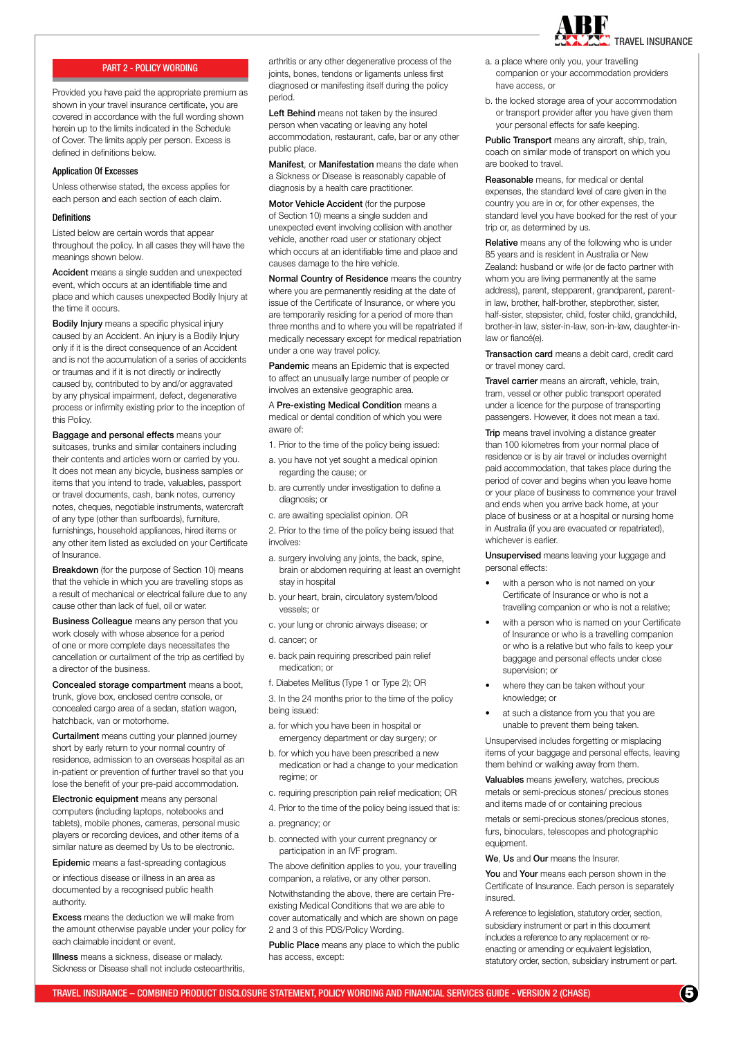## PART 2 - POLICY WORDING

Provided you have paid the appropriate premium as shown in your travel insurance certificate, you are covered in accordance with the full wording shown herein up to the limits indicated in the Schedule of Cover. The limits apply per person. Excess is defined in definitions below.

### Application Of Excesses

Unless otherwise stated, the excess applies for each person and each section of each claim.

### Definitions

Listed below are certain words that appear throughout the policy. In all cases they will have the meanings shown below.

**Accident** means a single sudden and unexpected event, which occurs at an identifiable time and place and which causes unexpected Bodily Injury at the time it occurs.

**Bodily Injury** means a specific physical injury caused by an Accident. An injury is a Bodily Injury only if it is the direct consequence of an Accident and is not the accumulation of a series of accidents or traumas and if it is not directly or indirectly caused by, contributed to by and/or aggravated by any physical impairment, defect, degenerative process or infirmity existing prior to the inception of this Policy.

**Baggage and personal effects** means your suitcases, trunks and similar containers including their contents and articles worn or carried by you. It does not mean any bicycle, business samples or items that you intend to trade, valuables, passport or travel documents, cash, bank notes, currency notes, cheques, negotiable instruments, watercraft of any type (other than surfboards), furniture, furnishings, household appliances, hired items or any other item listed as excluded on your Certificate of Insurance.

**Breakdown** (for the purpose of Section 10) means that the vehicle in which you are travelling stops as a result of mechanical or electrical failure due to any cause other than lack of fuel, oil or water.

**Business Colleague** means any person that you work closely with whose absence for a period of one or more complete days necessitates the cancellation or curtailment of the trip as certified by a director of the business.

**Concealed storage compartment** means a boot, trunk, glove box, enclosed centre console, or concealed cargo area of a sedan, station wagon, hatchback, van or motorhome.

**Curtailment** means cutting your planned journey short by early return to your normal country of residence, admission to an overseas hospital as an in-patient or prevention of further travel so that you lose the benefit of your pre-paid accommodation.

**Electronic equipment** means any personal computers (including laptops, notebooks and tablets), mobile phones, cameras, personal music players or recording devices, and other items of a similar nature as deemed by Us to be electronic.

**Epidemic** means a fast-spreading contagious or infectious disease or illness in an area as documented by a recognised public health authority.

**Excess** means the deduction we will make from the amount otherwise payable under your policy for each claimable incident or event.

**Illness** means a sickness, disease or malady. Sickness or Disease shall not include osteoarthritis, arthritis or any other degenerative process of the joints, bones, tendons or ligaments unless first diagnosed or manifesting itself during the policy period.

**Left Behind** means not taken by the insured person when vacating or leaving any hotel accommodation, restaurant, cafe, bar or any other public place.

**Manifest**, or **Manifestation** means the date when a Sickness or Disease is reasonably capable of diagnosis by a health care practitioner.

**Motor Vehicle Accident** (for the purpose of Section 10) means a single sudden and unexpected event involving collision with another vehicle, another road user or stationary object which occurs at an identifiable time and place and causes damage to the hire vehicle.

**Normal Country of Residence** means the country where you are permanently residing at the date of issue of the Certificate of Insurance, or where you are temporarily residing for a period of more than three months and to where you will be repatriated if medically necessary except for medical repatriation under a one way travel policy.

**Pandemic** means an Epidemic that is expected to affect an unusually large number of people or involves an extensive geographic area.

A **Pre-existing Medical Condition** means a medical or dental condition of which you were aware of:

1. Prior to the time of the policy being issued:

a. you have not yet sought a medical opinion regarding the cause; or

b. are currently under investigation to define a diagnosis; or

c. are awaiting specialist opinion. OR

2. Prior to the time of the policy being issued that involves:

a. surgery involving any joints, the back, spine, brain or abdomen requiring at least an overnight stay in hospital

b. your heart, brain, circulatory system/blood vessels; or

c. your lung or chronic airways disease; or

d. cancer; or

e. back pain requiring prescribed pain relief medication; or

f. Diabetes Mellitus (Type 1 or Type 2); OR

3. In the 24 months prior to the time of the policy being issued:

a. for which you have been in hospital or emergency department or day surgery; or

b. for which you have been prescribed a new medication or had a change to your medication regime; or

c. requiring prescription pain relief medication; OR

4. Prior to the time of the policy being issued that is:

a. pregnancy; or

b. connected with your current pregnancy or participation in an IVF program.

The above definition applies to you, your travelling companion, a relative, or any other person.

Notwithstanding the above, there are certain Pre-existing Medical Conditions that we are able to cover automatically and which are shown on page 2 and 3 of this PDS/Policy Wording.

**Public Place** means any place to which the public has access, except:

a. a place where only you, your travelling companion or your accommodation providers have access, or

b. the locked storage area of your accommodation or transport provider after you have given them your personal effects for safe keeping.

**Public Transport** means any aircraft, ship, train, coach on similar mode of transport on which you are booked to travel.

**Reasonable** means, for medical or dental expenses, the standard level of care given in the country you are in or, for other expenses, the standard level you have booked for the rest of your trip or, as determined by us.

**Relative** means any of the following who is under 85 years and is resident in Australia or New Zealand: husband or wife (or de facto partner with whom you are living permanently at the same address), parent, stepparent, grandparent, parent-in law, brother, half-brother, stepbrother, sister, half-sister, stepsister, child, foster child, grandchild, brother-in law, sister-in-law, son-in-law, daughter-in-law or fiancé(e).

**Transaction card** means a debit card, credit card or travel money card.

**Travel carrier** means an aircraft, vehicle, train, tram, vessel or other public transport operated under a licence for the purpose of transporting passengers. However, it does not mean a taxi.

**Trip** means travel involving a distance greater than 100 kilometres from your normal place of residence or is by air travel or includes overnight paid accommodation, that takes place during the period of cover and begins when you leave home or your place of business to commence your travel and ends when you arrive back home, at your place of business or at a hospital or nursing home in Australia (if you are evacuated or repatriated), whichever is earlier.

**Unsupervised** means leaving your luggage and personal effects:

- with a person who is not named on your Certificate of Insurance or who is not a travelling companion or who is not a relative;
- with a person who is named on your Certificate of Insurance or who is a travelling companion or who is a relative but who fails to keep your baggage and personal effects under close supervision; or
- where they can be taken without your knowledge; or
- at such a distance from you that you are unable to prevent them being taken.

Unsupervised includes forgetting or misplacing items of your baggage and personal effects, leaving them behind or walking away from them.

**Valuables** means jewellery, watches, precious metals or semi-precious stones/ precious stones and items made of or containing precious metals or semi-precious stones/precious stones, furs, binoculars, telescopes and photographic equipment.

**We**, **Us** and **Our** means the Insurer.

**You** and **Your** means each person shown in the Certificate of Insurance. Each person is separately insured.

A reference to legislation, statutory order, section, subsidiary instrument or part in this document includes a reference to any replacement or re-enacting or amending or equivalent legislation, statutory order, section, subsidiary instrument or part.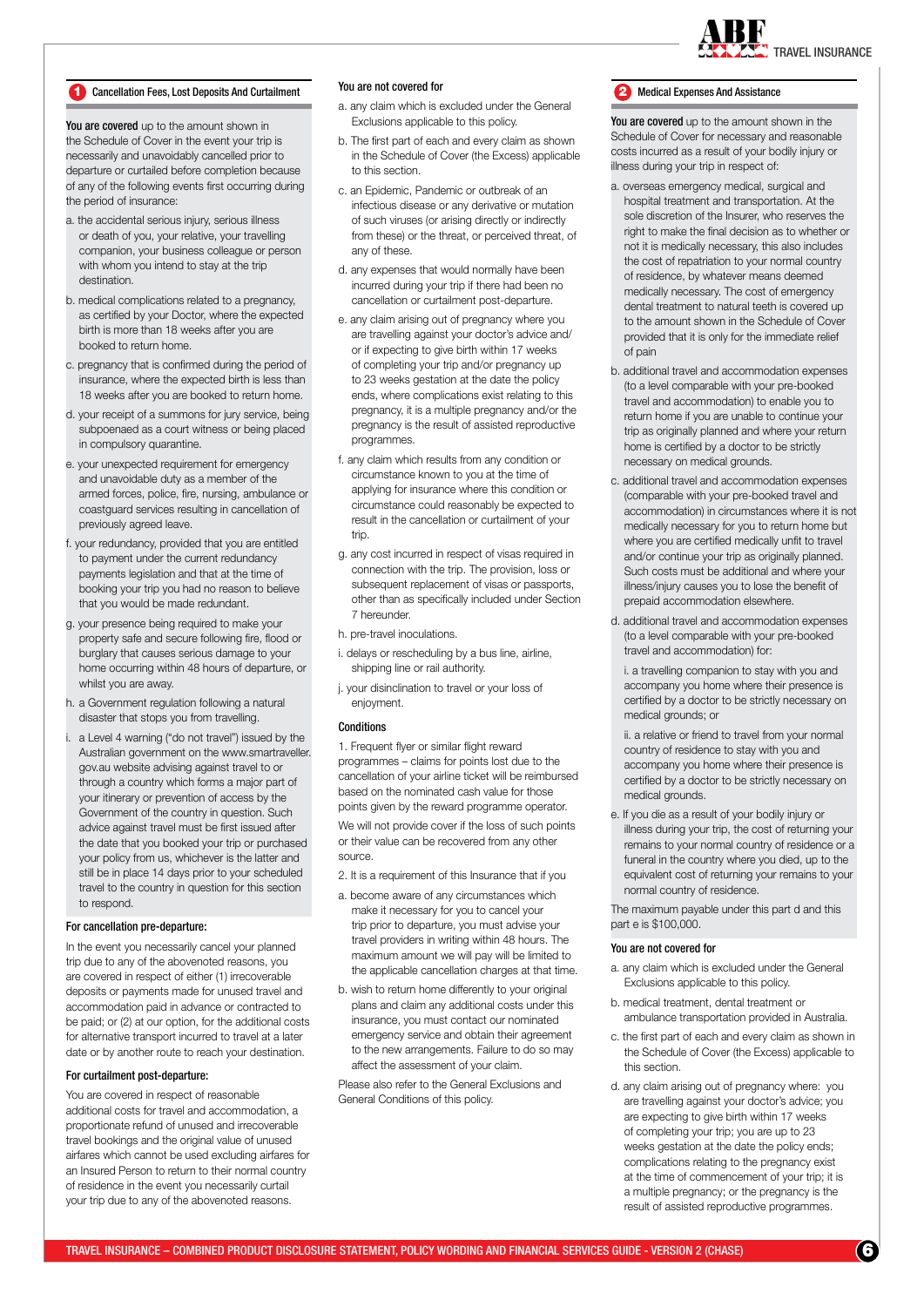## 1 Cancellation Fees, Lost Deposits And Curtailment

**You are covered** up to the amount shown in the Schedule of Cover in the event your trip is necessarily and unavoidably cancelled prior to departure or curtailed before completion because of any of the following events first occurring during the period of insurance:

a. the accidental serious injury, serious illness or death of you, your relative, your travelling companion, your business colleague or person with whom you intend to stay at the trip destination.

b. medical complications related to a pregnancy, as certified by your Doctor, where the expected birth is more than 18 weeks after you are booked to return home.

c. pregnancy that is confirmed during the period of insurance, where the expected birth is less than 18 weeks after you are booked to return home.

d. your receipt of a summons for jury service, being subpoenaed as a court witness or being placed in compulsory quarantine.

e. your unexpected requirement for emergency and unavoidable duty as a member of the armed forces, police, fire, nursing, ambulance or coastguard services resulting in cancellation of previously agreed leave.

f. your redundancy, provided that you are entitled to payment under the current redundancy payments legislation and that at the time of booking your trip you had no reason to believe that you would be made redundant.

g. your presence being required to make your property safe and secure following fire, flood or burglary that causes serious damage to your home occurring within 48 hours of departure, or whilst you are away.

h. a Government regulation following a natural disaster that stops you from travelling.

i. a Level 4 warning ("do not travel") issued by the Australian government on the www.smartraveller.gov.au website advising against travel to or through a country which forms a major part of your itinerary or prevention of access by the Government of the country in question. Such advice against travel must be first issued after the date that you booked your trip or purchased your policy from us, whichever is the latter and still be in place 14 days prior to your scheduled travel to the country in question for this section to respond.

### For cancellation pre-departure:

In the event you necessarily cancel your planned trip due to any of the abovenoted reasons, you are covered in respect of either (1) irrecoverable deposits or payments made for unused travel and accommodation paid in advance or contracted to be paid; or (2) at our option, for the additional costs for alternative transport incurred to travel at a later date or by another route to reach your destination.

### For curtailment post-departure:

You are covered in respect of reasonable additional costs for travel and accommodation, a proportionate refund of unused and irrecoverable travel bookings and the original value of unused airfares which cannot be used excluding airfares for an Insured Person to return to their normal country of residence in the event you necessarily curtail your trip due to any of the abovenoted reasons.

### You are not covered for

a. any claim which is excluded under the General Exclusions applicable to this policy.

b. The first part of each and every claim as shown in the Schedule of Cover (the Excess) applicable to this section.

c. an Epidemic, Pandemic or outbreak of an infectious disease or any derivative or mutation of such viruses (or arising directly or indirectly from these) or the threat, or perceived threat, of any of these.

d. any expenses that would normally have been incurred during your trip if there had been no cancellation or curtailment post-departure.

e. any claim arising out of pregnancy where you are travelling against your doctor's advice and/or if expecting to give birth within 17 weeks of completing your trip and/or pregnancy up to 23 weeks gestation at the date the policy ends, where complications exist relating to this pregnancy, it is a multiple pregnancy and/or the pregnancy is the result of assisted reproductive programmes.

f. any claim which results from any condition or circumstance known to you at the time of applying for insurance where this condition or circumstance could reasonably be expected to result in the cancellation or curtailment of your trip.

g. any cost incurred in respect of visas required in connection with the trip. The provision, loss or subsequent replacement of visas or passports, other than as specifically included under Section 7 hereunder.

h. pre-travel inoculations.

i. delays or rescheduling by a bus line, airline, shipping line or rail authority.

j. your disinclination to travel or your loss of enjoyment.

### Conditions

1. Frequent flyer or similar flight reward programmes – claims for points lost due to the cancellation of your airline ticket will be reimbursed based on the nominated cash value for those points given by the reward programme operator.

We will not provide cover if the loss of such points or their value can be recovered from any other source.

2. It is a requirement of this Insurance that if you

a. become aware of any circumstances which make it necessary for you to cancel your trip prior to departure, you must advise your travel providers in writing within 48 hours. The maximum amount we will pay will be limited to the applicable cancellation charges at that time.

b. wish to return home differently to your original plans and claim any additional costs under this insurance, you must contact our nominated emergency service and obtain their agreement to the new arrangements. Failure to do so may affect the assessment of your claim.

Please also refer to the General Exclusions and General Conditions of this policy.

## 2 Medical Expenses And Assistance

**You are covered** up to the amount shown in the Schedule of Cover for necessary and reasonable costs incurred as a result of your bodily injury or illness during your trip in respect of:

a. overseas emergency medical, surgical and hospital treatment and transportation. At the sole discretion of the Insurer, who reserves the right to make the final decision as to whether or not it is medically necessary, this also includes the cost of repatriation to your normal country of residence, by whatever means deemed medically necessary. The cost of emergency dental treatment to natural teeth is covered up to the amount shown in the Schedule of Cover provided that it is only for the immediate relief of pain

b. additional travel and accommodation expenses (to a level comparable with your pre-booked travel and accommodation) to enable you to return home if you are unable to continue your trip as originally planned and where your return home is certified by a doctor to be strictly necessary on medical grounds.

c. additional travel and accommodation expenses (comparable with your pre-booked travel and accommodation) in circumstances where it is not medically necessary for you to return home but where you are certified medically unfit to travel and/or continue your trip as originally planned. Such costs must be additional and where your illness/injury causes you to lose the benefit of prepaid accommodation elsewhere.

d. additional travel and accommodation expenses (to a level comparable with your pre-booked travel and accommodation) for:

i. a travelling companion to stay with you and accompany you home where their presence is certified by a doctor to be strictly necessary on medical grounds; or

ii. a relative or friend to travel from your normal country of residence to stay with you and accompany you home where their presence is certified by a doctor to be strictly necessary on medical grounds.

e. If you die as a result of your bodily injury or illness during your trip, the cost of returning your remains to your normal country of residence or a funeral in the country where you died, up to the equivalent cost of returning your remains to your normal country of residence.

The maximum payable under this part d and this part e is $100,000.

### You are not covered for

a. any claim which is excluded under the General Exclusions applicable to this policy.

b. medical treatment, dental treatment or ambulance transportation provided in Australia.

c. the first part of each and every claim as shown in the Schedule of Cover (the Excess) applicable to this section.

d. any claim arising out of pregnancy where: you are travelling against your doctor's advice; you are expecting to give birth within 17 weeks of completing your trip; you are up to 23 weeks gestation at the date the policy ends; complications relating to the pregnancy exist at the time of commencement of your trip; it is a multiple pregnancy; or the pregnancy is the result of assisted reproductive programmes.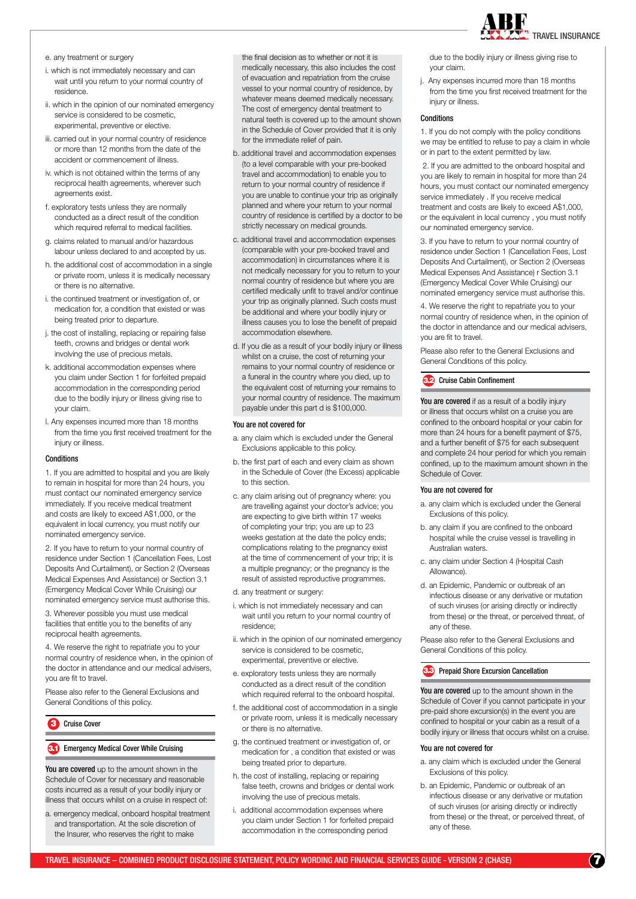e. any treatment or surgery

i. which is not immediately necessary and can wait until you return to your normal country of residence.

ii. which in the opinion of our nominated emergency service is considered to be cosmetic, experimental, preventive or elective.

iii. carried out in your normal country of residence or more than 12 months from the date of the accident or commencement of illness.

iv. which is not obtained within the terms of any reciprocal health agreements, wherever such agreements exist.

f. exploratory tests unless they are normally conducted as a direct result of the condition which required referral to medical facilities.

g. claims related to manual and/or hazardous labour unless declared to and accepted by us.

h. the additional cost of accommodation in a single or private room, unless it is medically necessary or there is no alternative.

i. the continued treatment or investigation of, or medication for, a condition that existed or was being treated prior to departure.

j. the cost of installing, replacing or repairing false teeth, crowns and bridges or dental work involving the use of precious metals.

k. additional accommodation expenses where you claim under Section 1 for forfeited prepaid accommodation in the corresponding period due to the bodily injury or illness giving rise to your claim.

l. Any expenses incurred more than 18 months from the time you first received treatment for the injury or illness.

### Conditions

1. If you are admitted to hospital and you are likely to remain in hospital for more than 24 hours, you must contact our nominated emergency service immediately. If you receive medical treatment and costs are likely to exceed A$1,000, or the equivalent in local currency, you must notify our nominated emergency service.

2. If you have to return to your normal country of residence under Section 1 (Cancellation Fees, Lost Deposits And Curtailment), or Section 2 (Overseas Medical Expenses And Assistance) or Section 3.1 (Emergency Medical Cover While Cruising) our nominated emergency service must authorise this.

3. Wherever possible you must use medical facilities that entitle you to the benefits of any reciprocal health agreements.

4. We reserve the right to repatriate you to your normal country of residence when, in the opinion of the doctor in attendance and our medical advisers, you are fit to travel.

Please also refer to the General Exclusions and General Conditions of this policy.

## 3 Cruise Cover

### 3.1 Emergency Medical Cover While Cruising

**You are covered** up to the amount shown in the Schedule of Cover for necessary and reasonable costs incurred as a result of your bodily injury or illness that occurs whilst on a cruise in respect of:

a. emergency medical, onboard hospital treatment and transportation. At the sole discretion of the Insurer, who reserves the right to make the final decision as to whether or not it is medically necessary, this also includes the cost of evacuation and repatriation from the cruise vessel to your normal country of residence, by whatever means deemed medically necessary. The cost of emergency dental treatment to natural teeth is covered up to the amount shown in the Schedule of Cover provided that it is only for the immediate relief of pain.

b. additional travel and accommodation expenses (to a level comparable with your pre-booked travel and accommodation) to enable you to return to your normal country of residence if you are unable to continue your trip as originally planned and where your return to your normal country of residence is certified by a doctor to be strictly necessary on medical grounds.

c. additional travel and accommodation expenses (comparable with your pre-booked travel and accommodation) in circumstances where it is not medically necessary for you to return to your normal country of residence but where you are certified medically unfit to travel and/or continue your trip as originally planned. Such costs must be additional and where your bodily injury or illness causes you to lose the benefit of prepaid accommodation elsewhere.

d. If you die as a result of your bodily injury or illness whilst on a cruise, the cost of returning your remains to your normal country of residence or a funeral in the country where you died, up to the equivalent cost of returning your remains to your normal country of residence. The maximum payable under this part d is $100,000.

### You are not covered for

a. any claim which is excluded under the General Exclusions applicable to this policy.

b. the first part of each and every claim as shown in the Schedule of Cover (the Excess) applicable to this section.

c. any claim arising out of pregnancy where: you are travelling against your doctor's advice; you are expecting to give birth within 17 weeks of completing your trip; you are up to 23 weeks gestation at the date the policy ends; complications relating to the pregnancy exist at the time of commencement of your trip; it is a multiple pregnancy; or the pregnancy is the result of assisted reproductive programmes.

d. any treatment or surgery:

i. which is not immediately necessary and can wait until you return to your normal country of residence;

ii. which in the opinion of our nominated emergency service is considered to be cosmetic, experimental, preventive or elective.

e. exploratory tests unless they are normally conducted as a direct result of the condition which required referral to the onboard hospital.

f. the additional cost of accommodation in a single or private room, unless it is medically necessary or there is no alternative.

g. the continued treatment or investigation of, or medication for , a condition that existed or was being treated prior to departure.

h. the cost of installing, replacing or repairing false teeth, crowns and bridges or dental work involving the use of precious metals.

i. additional accommodation expenses where you claim under Section 1 for forfeited prepaid accommodation in the corresponding period due to the bodily injury or illness giving rise to your claim.

j. Any expenses incurred more than 18 months from the time you first received treatment for the injury or illness.

### Conditions

1. If you do not comply with the policy conditions we may be entitled to refuse to pay a claim in whole or in part to the extent permitted by law.

2. If you are admitted to the onboard hospital and you are likely to remain in hospital for more than 24 hours, you must contact our nominated emergency service immediately . If you receive medical treatment and costs are likely to exceed A$1,000, or the equivalent in local currency , you must notify our nominated emergency service.

3. If you have to return to your normal country of residence under Section 1 (Cancellation Fees, Lost Deposits And Curtailment), or Section 2 (Overseas Medical Expenses And Assistance) r Section 3.1 (Emergency Medical Cover While Cruising) our nominated emergency service must authorise this.

4. We reserve the right to repatriate you to your normal country of residence when, in the opinion of the doctor in attendance and our medical advisers, you are fit to travel.

Please also refer to the General Exclusions and General Conditions of this policy.

### 3.2 Cruise Cabin Confinement

**You are covered** if as a result of a bodily injury or illness that occurs whilst on a cruise you are confined to the onboard hospital or your cabin for more than 24 hours for a benefit payment of $75, and a further benefit of $75 for each subsequent and complete 24 hour period for which you remain confined, up to the maximum amount shown in the Schedule of Cover.

### You are not covered for

a. any claim which is excluded under the General Exclusions of this policy.

b. any claim if you are confined to the onboard hospital while the cruise vessel is travelling in Australian waters.

c. any claim under Section 4 (Hospital Cash Allowance).

d. an Epidemic, Pandemic or outbreak of an infectious disease or any derivative or mutation of such viruses (or arising directly or indirectly from these) or the threat, or perceived threat, of any of these.

Please also refer to the General Exclusions and General Conditions of this policy.

### 3.3 Prepaid Shore Excursion Cancellation

**You are covered** up to the amount shown in the Schedule of Cover if you cannot participate in your pre-paid shore excursion(s) in the event you are confined to hospital or your cabin as a result of a bodily injury or illness that occurs whilst on a cruise.

### You are not covered for

a. any claim which is excluded under the General Exclusions of this policy.

b. an Epidemic, Pandemic or outbreak of an infectious disease or any derivative or mutation of such viruses (or arising directly or indirectly from these) or the threat, or perceived threat, of any of these.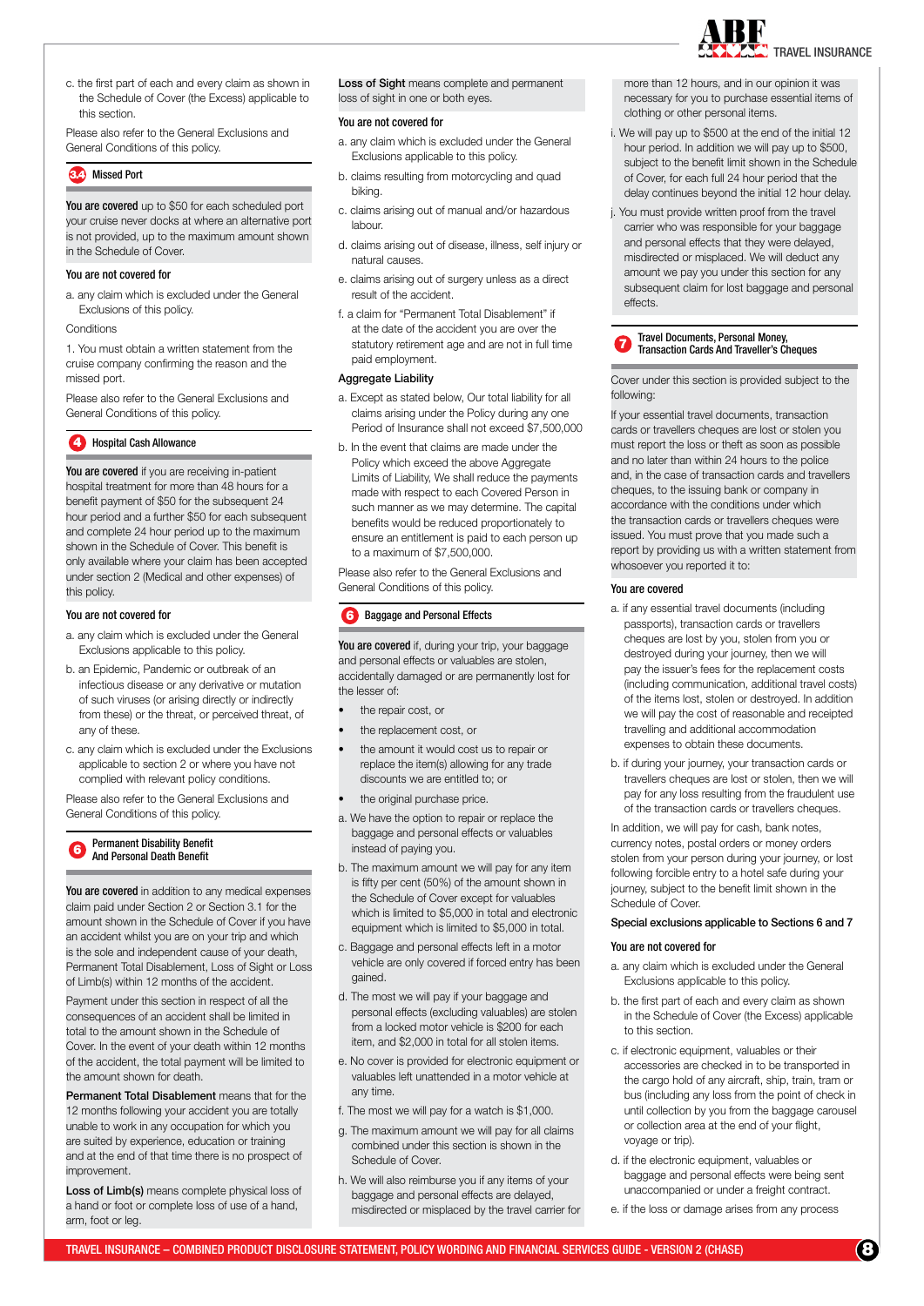c. the first part of each and every claim as shown in the Schedule of Cover (the Excess) applicable to this section.

Please also refer to the General Exclusions and General Conditions of this policy.

## 3.4 Missed Port

**You are covered** up to $50 for each scheduled port your cruise never docks at where an alternative port is not provided, up to the maximum amount shown in the Schedule of Cover.

**You are not covered for**

a. any claim which is excluded under the General Exclusions of this policy.

Conditions

1. You must obtain a written statement from the cruise company confirming the reason and the missed port.

Please also refer to the General Exclusions and General Conditions of this policy.

## 4 Hospital Cash Allowance

**You are covered** if you are receiving in-patient hospital treatment for more than 48 hours for a benefit payment of $50 for the subsequent 24 hour period and a further $50 for each subsequent and complete 24 hour period up to the maximum shown in the Schedule of Cover. This benefit is only available where your claim has been accepted under section 2 (Medical and other expenses) of this policy.

**You are not covered for**

a. any claim which is excluded under the General Exclusions applicable to this policy.

b. an Epidemic, Pandemic or outbreak of an infectious disease or any derivative or mutation of such viruses (or arising directly or indirectly from these) or the threat, or perceived threat, of any of these.

c. any claim which is excluded under the Exclusions applicable to section 2 or where you have not complied with relevant policy conditions.

Please also refer to the General Exclusions and General Conditions of this policy.

## 6 Permanent Disability Benefit And Personal Death Benefit

**You are covered** in addition to any medical expenses claim paid under Section 2 or Section 3.1 for the amount shown in the Schedule of Cover if you have an accident whilst you are on your trip and which is the sole and independent cause of your death, Permanent Total Disablement, Loss of Sight or Loss of Limb(s) within 12 months of the accident.

Payment under this section in respect of all the consequences of an accident shall be limited in total to the amount shown in the Schedule of Cover. In the event of your death within 12 months of the accident, the total payment will be limited to the amount shown for death.

**Permanent Total Disablement** means that for the 12 months following your accident you are totally unable to work in any occupation for which you are suited by experience, education or training and at the end of that time there is no prospect of improvement.

**Loss of Limb(s)** means complete physical loss of a hand or foot or complete loss of use of a hand, arm, foot or leg.

**Loss of Sight** means complete and permanent loss of sight in one or both eyes.

**You are not covered for**

a. any claim which is excluded under the General Exclusions applicable to this policy.

b. claims resulting from motorcycling and quad biking.

c. claims arising out of manual and/or hazardous labour.

d. claims arising out of disease, illness, self injury or natural causes.

e. claims arising out of surgery unless as a direct result of the accident.

f. a claim for "Permanent Total Disablement" if at the date of the accident you are over the statutory retirement age and are not in full time paid employment.

**Aggregate Liability**

a. Except as stated below, Our total liability for all claims arising under the Policy during any one Period of Insurance shall not exceed $7,500,000

b. In the event that claims are made under the Policy which exceed the above Aggregate Limits of Liability, We shall reduce the payments made with respect to each Covered Person in such manner as we may determine. The capital benefits would be reduced proportionately to ensure an entitlement is paid to each person up to a maximum of $7,500,000.

Please also refer to the General Exclusions and General Conditions of this policy.

## 6 Baggage and Personal Effects

**You are covered** if, during your trip, your baggage and personal effects or valuables are stolen, accidentally damaged or are permanently lost for the lesser of:

- the repair cost, or
- the replacement cost, or
- the amount it would cost us to repair or replace the item(s) allowing for any trade discounts we are entitled to; or
- the original purchase price.

a. We have the option to repair or replace the baggage and personal effects or valuables instead of paying you.

b. The maximum amount we will pay for any item is fifty per cent (50%) of the amount shown in the Schedule of Cover except for valuables which is limited to $5,000 in total and electronic equipment which is limited to $5,000 in total.

c. Baggage and personal effects left in a motor vehicle are only covered if forced entry has been gained.

d. The most we will pay if your baggage and personal effects (excluding valuables) are stolen from a locked motor vehicle is $200 for each item, and $2,000 in total for all stolen items.

e. No cover is provided for electronic equipment or valuables left unattended in a motor vehicle at any time.

f. The most we will pay for a watch is $1,000.

g. The maximum amount we will pay for all claims combined under this section is shown in the Schedule of Cover.

h. We will also reimburse you if any items of your baggage and personal effects are delayed, misdirected or misplaced by the travel carrier for more than 12 hours, and in our opinion it was necessary for you to purchase essential items of clothing or other personal items.

i. We will pay up to $500 at the end of the initial 12 hour period. In addition we will pay up to $500, subject to the benefit limit shown in the Schedule of Cover, for each full 24 hour period that the delay continues beyond the initial 12 hour delay.

j. You must provide written proof from the travel carrier who was responsible for your baggage and personal effects that they were delayed, misdirected or misplaced. We will deduct any amount we pay you under this section for any subsequent claim for lost baggage and personal effects.

## 7 Travel Documents, Personal Money, Transaction Cards And Traveller's Cheques

Cover under this section is provided subject to the following:

If your essential travel documents, transaction cards or travellers cheques are lost or stolen you must report the loss or theft as soon as possible and no later than within 24 hours to the police and, in the case of transaction cards and travellers cheques, to the issuing bank or company in accordance with the conditions under which the transaction cards or travellers cheques were issued. You must prove that you made such a report by providing us with a written statement from whosoever you reported it to:

**You are covered**

a. if any essential travel documents (including passports), transaction cards or travellers cheques are lost by you, stolen from you or destroyed during your journey, then we will pay the issuer's fees for the replacement costs (including communication, additional travel costs) of the items lost, stolen or destroyed. In addition we will pay the cost of reasonable and receipted travelling and additional accommodation expenses to obtain these documents.

b. if during your journey, your transaction cards or travellers cheques are lost or stolen, then we will pay for any loss resulting from the fraudulent use of the transaction cards or travellers cheques.

In addition, we will pay for cash, bank notes, currency notes, postal orders or money orders stolen from your person during your journey, or lost following forcible entry to a hotel safe during your journey, subject to the benefit limit shown in the Schedule of Cover.

**Special exclusions applicable to Sections 6 and 7**

**You are not covered for**

a. any claim which is excluded under the General Exclusions applicable to this policy.

b. the first part of each and every claim as shown in the Schedule of Cover (the Excess) applicable to this section.

c. if electronic equipment, valuables or their accessories are checked in to be transported in the cargo hold of any aircraft, ship, train, tram or bus (including any loss from the point of check in until collection by you from the baggage carousel or collection area at the end of your flight, voyage or trip).

d. if the electronic equipment, valuables or baggage and personal effects were being sent unaccompanied or under a freight contract.

e. if the loss or damage arises from any process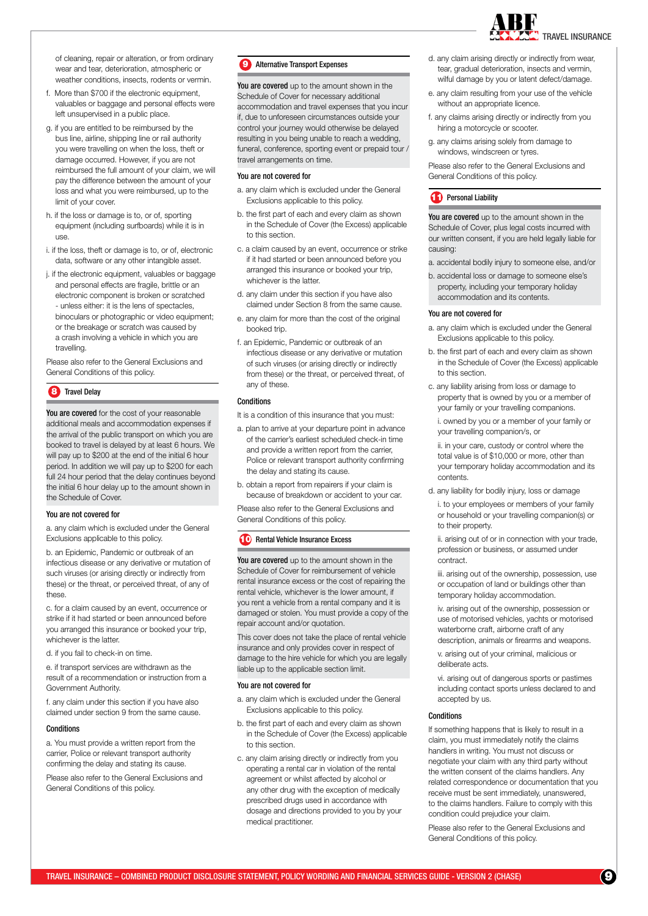of cleaning, repair or alteration, or from ordinary wear and tear, deterioration, atmospheric or weather conditions, insects, rodents or vermin.

f. More than $700 if the electronic equipment, valuables or baggage and personal effects were left unsupervised in a public place.

g. if you are entitled to be reimbursed by the bus line, airline, shipping line or rail authority you were travelling on when the loss, theft or damage occurred. However, if you are not reimbursed the full amount of your claim, we will pay the difference between the amount of your loss and what you were reimbursed, up to the limit of your cover.

h. if the loss or damage is to, or of, sporting equipment (including surfboards) while it is in use.

i. if the loss, theft or damage is to, or of, electronic data, software or any other intangible asset.

j. if the electronic equipment, valuables or baggage and personal effects are fragile, brittle or an electronic component is broken or scratched - unless either: it is the lens of spectacles, binoculars or photographic or video equipment; or the breakage or scratch was caused by a crash involving a vehicle in which you are travelling.

Please also refer to the General Exclusions and General Conditions of this policy.

## 8 Travel Delay

**You are covered** for the cost of your reasonable additional meals and accommodation expenses if the arrival of the public transport on which you are booked to travel is delayed by at least 6 hours. We will pay up to $200 at the end of the initial 6 hour period. In addition we will pay up to $200 for each full 24 hour period that the delay continues beyond the initial 6 hour delay up to the amount shown in the Schedule of Cover.

### You are not covered for

a. any claim which is excluded under the General Exclusions applicable to this policy.

b. an Epidemic, Pandemic or outbreak of an infectious disease or any derivative or mutation of such viruses (or arising directly or indirectly from these) or the threat, or perceived threat, of any of these.

c. for a claim caused by an event, occurrence or strike if it had started or been announced before you arranged this insurance or booked your trip, whichever is the latter.

d. if you fail to check-in on time.

e. if transport services are withdrawn as the result of a recommendation or instruction from a Government Authority.

f. any claim under this section if you have also claimed under section 9 from the same cause.

### Conditions

a. You must provide a written report from the carrier, Police or relevant transport authority confirming the delay and stating its cause.

Please also refer to the General Exclusions and General Conditions of this policy.

## 9 Alternative Transport Expenses

**You are covered** up to the amount shown in the Schedule of Cover for necessary additional accommodation and travel expenses that you incur if, due to unforeseen circumstances outside your control your journey would otherwise be delayed resulting in you being unable to reach a wedding, funeral, conference, sporting event or prepaid tour / travel arrangements on time.

### You are not covered for

a. any claim which is excluded under the General Exclusions applicable to this policy.

b. the first part of each and every claim as shown in the Schedule of Cover (the Excess) applicable to this section.

c. a claim caused by an event, occurrence or strike if it had started or been announced before you arranged this insurance or booked your trip, whichever is the latter.

d. any claim under this section if you have also claimed under Section 8 from the same cause.

e. any claim for more than the cost of the original booked trip.

f. an Epidemic, Pandemic or outbreak of an infectious disease or any derivative or mutation of such viruses (or arising directly or indirectly from these) or the threat, or perceived threat, of any of these.

### Conditions

It is a condition of this insurance that you must:

a. plan to arrive at your departure point in advance of the carrier's earliest scheduled check-in time and provide a written report from the carrier, Police or relevant transport authority confirming the delay and stating its cause.

b. obtain a report from repairers if your claim is because of breakdown or accident to your car.

Please also refer to the General Exclusions and General Conditions of this policy.

## 10 Rental Vehicle Insurance Excess

**You are covered** up to the amount shown in the Schedule of Cover for reimbursement of vehicle rental insurance excess or the cost of repairing the rental vehicle, whichever is the lower amount, if you rent a vehicle from a rental company and it is damaged or stolen. You must provide a copy of the repair account and/or quotation.

This cover does not take the place of rental vehicle insurance and only provides cover in respect of damage to the hire vehicle for which you are legally liable up to the applicable section limit.

### You are not covered for

a. any claim which is excluded under the General Exclusions applicable to this policy.

b. the first part of each and every claim as shown in the Schedule of Cover (the Excess) applicable to this section.

c. any claim arising directly or indirectly from you operating a rental car in violation of the rental agreement or whilst affected by alcohol or any other drug with the exception of medically prescribed drugs used in accordance with dosage and directions provided to you by your medical practitioner.

d. any claim arising directly or indirectly from wear, tear, gradual deterioration, insects and vermin, wilful damage by you or latent defect/damage.

e. any claim resulting from your use of the vehicle without an appropriate licence.

f. any claims arising directly or indirectly from you hiring a motorcycle or scooter.

g. any claims arising solely from damage to windows, windscreen or tyres.

Please also refer to the General Exclusions and General Conditions of this policy.

## 11 Personal Liability

**You are covered** up to the amount shown in the Schedule of Cover, plus legal costs incurred with our written consent, if you are held legally liable for causing:

a. accidental bodily injury to someone else, and/or

b. accidental loss or damage to someone else's property, including your temporary holiday accommodation and its contents.

### You are not covered for

a. any claim which is excluded under the General Exclusions applicable to this policy.

b. the first part of each and every claim as shown in the Schedule of Cover (the Excess) applicable to this section.

c. any liability arising from loss or damage to property that is owned by you or a member of your family or your travelling companions.

i. owned by you or a member of your family or your travelling companion/s, or

ii. in your care, custody or control where the total value is of $10,000 or more, other than your temporary holiday accommodation and its contents.

d. any liability for bodily injury, loss or damage

i. to your employees or members of your family or household or your travelling companion(s) or to their property.

ii. arising out of or in connection with your trade, profession or business, or assumed under contract.

iii. arising out of the ownership, possession, use or occupation of land or buildings other than temporary holiday accommodation.

iv. arising out of the ownership, possession or use of motorised vehicles, yachts or motorised waterborne craft, airborne craft of any description, animals or firearms and weapons.

v. arising out of your criminal, malicious or deliberate acts.

vi. arising out of dangerous sports or pastimes including contact sports unless declared to and accepted by us.

### Conditions

If something happens that is likely to result in a claim, you must immediately notify the claims handlers in writing. You must not discuss or negotiate your claim with any third party without the written consent of the claims handlers. Any related correspondence or documentation that you receive must be sent immediately, unanswered, to the claims handlers. Failure to comply with this condition could prejudice your claim.

Please also refer to the General Exclusions and General Conditions of this policy.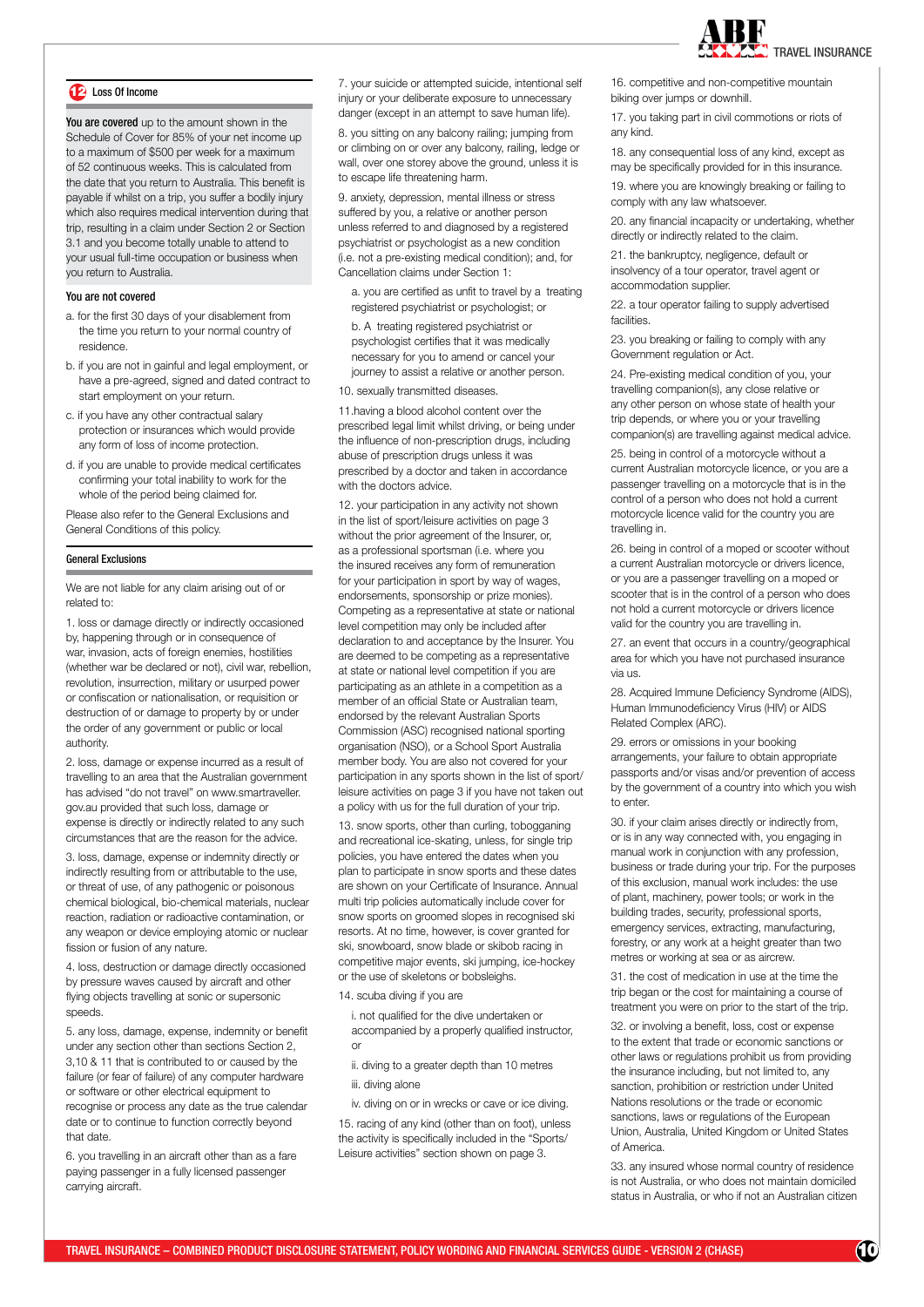## 12 Loss Of Income

**You are covered** up to the amount shown in the Schedule of Cover for 85% of your net income up to a maximum of $500 per week for a maximum of 52 continuous weeks. This is calculated from the date that you return to Australia. This benefit is payable if whilst on a trip, you suffer a bodily injury which also requires medical intervention during that trip, resulting in a claim under Section 2 or Section 3.1 and you become totally unable to attend to your usual full-time occupation or business when you return to Australia.

### You are not covered

a. for the first 30 days of your disablement from the time you return to your normal country of residence.

b. if you are not in gainful and legal employment, or have a pre-agreed, signed and dated contract to start employment on your return.

c. if you have any other contractual salary protection or insurances which would provide any form of loss of income protection.

d. if you are unable to provide medical certificates confirming your total inability to work for the whole of the period being claimed for.

Please also refer to the General Exclusions and General Conditions of this policy.

## General Exclusions

We are not liable for any claim arising out of or related to:

1. loss or damage directly or indirectly occasioned by, happening through or in consequence of war, invasion, acts of foreign enemies, hostilities (whether war be declared or not), civil war, rebellion, revolution, insurrection, military or usurped power or confiscation or nationalisation, or requisition or destruction of or damage to property by or under the order of any government or public or local authority.

2. loss, damage or expense incurred as a result of travelling to an area that the Australian government has advised "do not travel" on www.smartraveller.gov.au provided that such loss, damage or expense is directly or indirectly related to any such circumstances that are the reason for the advice.

3. loss, damage, expense or indemnity directly or indirectly resulting from or attributable to the use, or threat of use, of any pathogenic or poisonous chemical biological, bio-chemical materials, nuclear reaction, radiation or radioactive contamination, or any weapon or device employing atomic or nuclear fission or fusion of any nature.

4. loss, destruction or damage directly occasioned by pressure waves caused by aircraft and other flying objects travelling at sonic or supersonic speeds.

5. any loss, damage, expense, indemnity or benefit under any section other than sections Section 2, 3,10 & 11 that is contributed to or caused by the failure (or fear of failure) of any computer hardware or software or other electrical equipment to recognise or process any date as the true calendar date or to continue to function correctly beyond that date.

6. you travelling in an aircraft other than as a fare paying passenger in a fully licensed passenger carrying aircraft.

7. your suicide or attempted suicide, intentional self injury or your deliberate exposure to unnecessary danger (except in an attempt to save human life).

8. you sitting on any balcony railing; jumping from or climbing on or over any balcony, railing, ledge or wall, over one storey above the ground, unless it is to escape life threatening harm.

9. anxiety, depression, mental illness or stress suffered by you, a relative or another person unless referred to and diagnosed by a registered psychiatrist or psychologist as a new condition (i.e. not a pre-existing medical condition); and, for Cancellation claims under Section 1:

   a. you are certified as unfit to travel by a treating registered psychiatrist or psychologist; or

   b. A treating registered psychiatrist or psychologist certifies that it was medically necessary for you to amend or cancel your journey to assist a relative or another person.

10. sexually transmitted diseases.

11. having a blood alcohol content over the prescribed legal limit whilst driving, or being under the influence of non-prescription drugs, including abuse of prescription drugs unless it was prescribed by a doctor and taken in accordance with the doctors advice.

12. your participation in any activity not shown in the list of sport/leisure activities on page 3 without the prior agreement of the Insurer, or, as a professional sportsman (i.e. where you the insured receives any form of remuneration for your participation in sport by way of wages, endorsements, sponsorship or prize monies). Competing as a representative at state or national level competition may only be included after declaration to and acceptance by the Insurer. You are deemed to be competing as a representative at state or national level competition if you are participating as an athlete in a competition as a member of an official State or Australian team, endorsed by the relevant Australian Sports Commission (ASC) recognised national sporting organisation (NSO), or a School Sport Australia member body. You are also not covered for your participation in any sports shown in the list of sport/leisure activities on page 3 if you have not taken out a policy with us for the full duration of your trip.

13. snow sports, other than curling, tobogganing and recreational ice-skating, unless, for single trip policies, you have entered the dates when you plan to participate in snow sports and these dates are shown on your Certificate of Insurance. Annual multi trip policies automatically include cover for snow sports on groomed slopes in recognised ski resorts. At no time, however, is cover granted for ski, snowboard, snow blade or skibob racing in competitive major events, ski jumping, ice-hockey or the use of skeletons or bobsleighs.

14. scuba diving if you are

   i. not qualified for the dive undertaken or accompanied by a properly qualified instructor, or

   ii. diving to a greater depth than 10 metres

   iii. diving alone

   iv. diving on or in wrecks or cave or ice diving.

15. racing of any kind (other than on foot), unless the activity is specifically included in the "Sports/ Leisure activities" section shown on page 3.

16. competitive and non-competitive mountain biking over jumps or downhill.

17. you taking part in civil commotions or riots of any kind.

18. any consequential loss of any kind, except as may be specifically provided for in this insurance.

19. where you are knowingly breaking or failing to comply with any law whatsoever.

20. any financial incapacity or undertaking, whether directly or indirectly related to the claim.

21. the bankruptcy, negligence, default or insolvency of a tour operator, travel agent or accommodation supplier.

22. a tour operator failing to supply advertised facilities.

23. you breaking or failing to comply with any Government regulation or Act.

24. Pre-existing medical condition of you, your travelling companion(s), any close relative or any other person on whose state of health your trip depends, or where you or your travelling companion(s) are travelling against medical advice.

25. being in control of a motorcycle without a current Australian motorcycle licence, or you are a passenger travelling on a motorcycle that is in the control of a person who does not hold a current motorcycle licence valid for the country you are travelling in.

26. being in control of a moped or scooter without a current Australian motorcycle or drivers licence, or you are a passenger travelling on a moped or scooter that is in the control of a person who does not hold a current motorcycle or drivers licence valid for the country you are travelling in.

27. an event that occurs in a country/geographical area for which you have not purchased insurance via us.

28. Acquired Immune Deficiency Syndrome (AIDS), Human Immunodeficiency Virus (HIV) or AIDS Related Complex (ARC).

29. errors or omissions in your booking arrangements, your failure to obtain appropriate passports and/or visas and/or prevention of access by the government of a country into which you wish to enter.

30. if your claim arises directly or indirectly from, or is in any way connected with, you engaging in manual work in conjunction with any profession, business or trade during your trip. For the purposes of this exclusion, manual work includes: the use of plant, machinery, power tools; or work in the building trades, security, professional sports, emergency services, extracting, manufacturing, forestry, or any work at a height greater than two metres or working at sea or as aircrew.

31. the cost of medication in use at the time the trip began or the cost for maintaining a course of treatment you were on prior to the start of the trip.

32. or involving a benefit, loss, cost or expense to the extent that trade or economic sanctions or other laws or regulations prohibit us from providing the insurance including, but not limited to, any sanction, prohibition or restriction under United Nations resolutions or the trade or economic sanctions, laws or regulations of the European Union, Australia, United Kingdom or United States of America.

33. any insured whose normal country of residence is not Australia, or who does not maintain domiciled status in Australia, or who if not an Australian citizen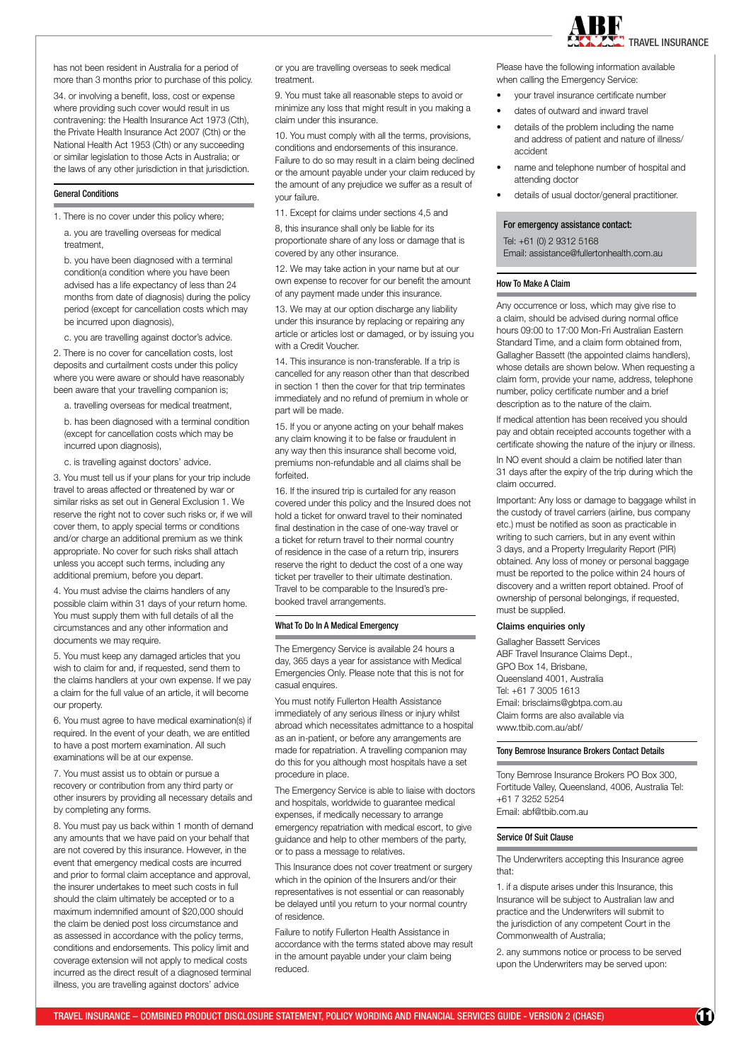has not been resident in Australia for a period of more than 3 months prior to purchase of this policy.

34. or involving a benefit, loss, cost or expense where providing such cover would result in us contravening: the Health Insurance Act 1973 (Cth), the Private Health Insurance Act 2007 (Cth) or the National Health Act 1953 (Cth) or any succeeding or similar legislation to those Acts in Australia; or the laws of any other jurisdiction in that jurisdiction.

### General Conditions

1. There is no cover under this policy where;

   a. you are travelling overseas for medical treatment,

   b. you have been diagnosed with a terminal condition(a condition where you have been advised has a life expectancy of less than 24 months from date of diagnosis) during the policy period (except for cancellation costs which may be incurred upon diagnosis),

   c. you are travelling against doctor's advice.

2. There is no cover for cancellation costs, lost deposits and curtailment costs under this policy where you were aware or should have reasonably been aware that your travelling companion is;

   a. travelling overseas for medical treatment,

   b. has been diagnosed with a terminal condition (except for cancellation costs which may be incurred upon diagnosis),

   c. is travelling against doctors' advice.

3. You must tell us if your plans for your trip include travel to areas affected or threatened by war or similar risks as set out in General Exclusion 1. We reserve the right not to cover such risks or, if we will cover them, to apply special terms or conditions and/or charge an additional premium as we think appropriate. No cover for such risks shall attach unless you accept such terms, including any additional premium, before you depart.

4. You must advise the claims handlers of any possible claim within 31 days of your return home. You must supply them with full details of all the circumstances and any other information and documents we may require.

5. You must keep any damaged articles that you wish to claim for and, if requested, send them to the claims handlers at your own expense. If we pay a claim for the full value of an article, it will become our property.

6. You must agree to have medical examination(s) if required. In the event of your death, we are entitled to have a post mortem examination. All such examinations will be at our expense.

7. You must assist us to obtain or pursue a recovery or contribution from any third party or other insurers by providing all necessary details and by completing any forms.

8. You must pay us back within 1 month of demand any amounts that we have paid on your behalf that are not covered by this insurance. However, in the event that emergency medical costs are incurred and prior to formal claim acceptance and approval, the insurer undertakes to meet such costs in full should the claim ultimately be accepted or to a maximum indemnified amount of $20,000 should the claim be denied post loss circumstance and as assessed in accordance with the policy terms, conditions and endorsements. This policy limit and coverage extension will not apply to medical costs incurred as the direct result of a diagnosed terminal illness, you are travelling against doctors' advice or you are travelling overseas to seek medical treatment.

9. You must take all reasonable steps to avoid or minimize any loss that might result in you making a claim under this insurance.

10. You must comply with all the terms, provisions, conditions and endorsements of this insurance. Failure to do so may result in a claim being declined or the amount payable under your claim reduced by the amount of any prejudice we suffer as a result of your failure.

11. Except for claims under sections 4,5 and 8, this insurance shall only be liable for its proportionate share of any loss or damage that is covered by any other insurance.

12. We may take action in your name but at our own expense to recover for our benefit the amount of any payment made under this insurance.

13. We may at our option discharge any liability under this insurance by replacing or repairing any article or articles lost or damaged, or by issuing you with a Credit Voucher.

14. This insurance is non-transferable. If a trip is cancelled for any reason other than that described in section 1 then the cover for that trip terminates immediately and no refund of premium in whole or part will be made.

15. If you or anyone acting on your behalf makes any claim knowing it to be false or fraudulent in any way then this insurance shall become void, premiums non-refundable and all claims shall be forfeited.

16. If the insured trip is curtailed for any reason covered under this policy and the Insured does not hold a ticket for onward travel to their nominated final destination in the case of one-way travel or a ticket for return travel to their normal country of residence in the case of a return trip, insurers reserve the right to deduct the cost of a one way ticket per traveller to their ultimate destination. Travel to be comparable to the Insured's pre-booked travel arrangements.

### What To Do In A Medical Emergency

The Emergency Service is available 24 hours a day, 365 days a year for assistance with Medical Emergencies Only. Please note that this is not for casual enquires.

You must notify Fullerton Health Assistance immediately of any serious illness or injury whilst abroad which necessitates admittance to a hospital as an in-patient, or before any arrangements are made for repatriation. A travelling companion may do this for you although most hospitals have a set procedure in place.

The Emergency Service is able to liaise with doctors and hospitals, worldwide to guarantee medical expenses, if medically necessary to arrange emergency repatriation with medical escort, to give guidance and help to other members of the party, or to pass a message to relatives.

This Insurance does not cover treatment or surgery which in the opinion of the Insurers and/or their representatives is not essential or can reasonably be delayed until you return to your normal country of residence.

Failure to notify Fullerton Health Assistance in accordance with the terms stated above may result in the amount payable under your claim being reduced.

Please have the following information available when calling the Emergency Service:

- your travel insurance certificate number
- dates of outward and inward travel
- details of the problem including the name and address of patient and nature of illness/accident
- name and telephone number of hospital and attending doctor
- details of usual doctor/general practitioner.

**For emergency assistance contact:**

Tel: +61 (0) 2 9312 5168
Email: assistance@fullertonhealth.com.au

### How To Make A Claim

Any occurrence or loss, which may give rise to a claim, should be advised during normal office hours 09:00 to 17:00 Mon-Fri Australian Eastern Standard Time, and a claim form obtained from, Gallagher Bassett (the appointed claims handlers), whose details are shown below. When requesting a claim form, provide your name, address, telephone number, policy certificate number and a brief description as to the nature of the claim.

If medical attention has been received you should pay and obtain receipted accounts together with a certificate showing the nature of the injury or illness.

In NO event should a claim be notified later than 31 days after the expiry of the trip during which the claim occurred.

Important: Any loss or damage to baggage whilst in the custody of travel carriers (airline, bus company etc.) must be notified as soon as practicable in writing to such carriers, but in any event within 3 days, and a Property Irregularity Report (PIR) obtained. Any loss of money or personal baggage must be reported to the police within 24 hours of discovery and a written report obtained. Proof of ownership of personal belongings, if requested, must be supplied.

**Claims enquiries only**

Gallagher Bassett Services
ABF Travel Insurance Claims Dept.,
GPO Box 14, Brisbane,
Queensland 4001, Australia
Tel: +61 7 3005 1613
Email: brisclaims@gbtpa.com.au
Claim forms are also available via www.tbib.com.au/abf/

### Tony Bemrose Insurance Brokers Contact Details

Tony Bemrose Insurance Brokers PO Box 300, Fortitude Valley, Queensland, 4006, Australia Tel: +61 7 3252 5254
Email: abf@tbib.com.au

### Service Of Suit Clause

The Underwriters accepting this Insurance agree that:

1. if a dispute arises under this Insurance, this Insurance will be subject to Australian law and practice and the Underwriters will submit to the jurisdiction of any competent Court in the Commonwealth of Australia;

2. any summons notice or process to be served upon the Underwriters may be served upon: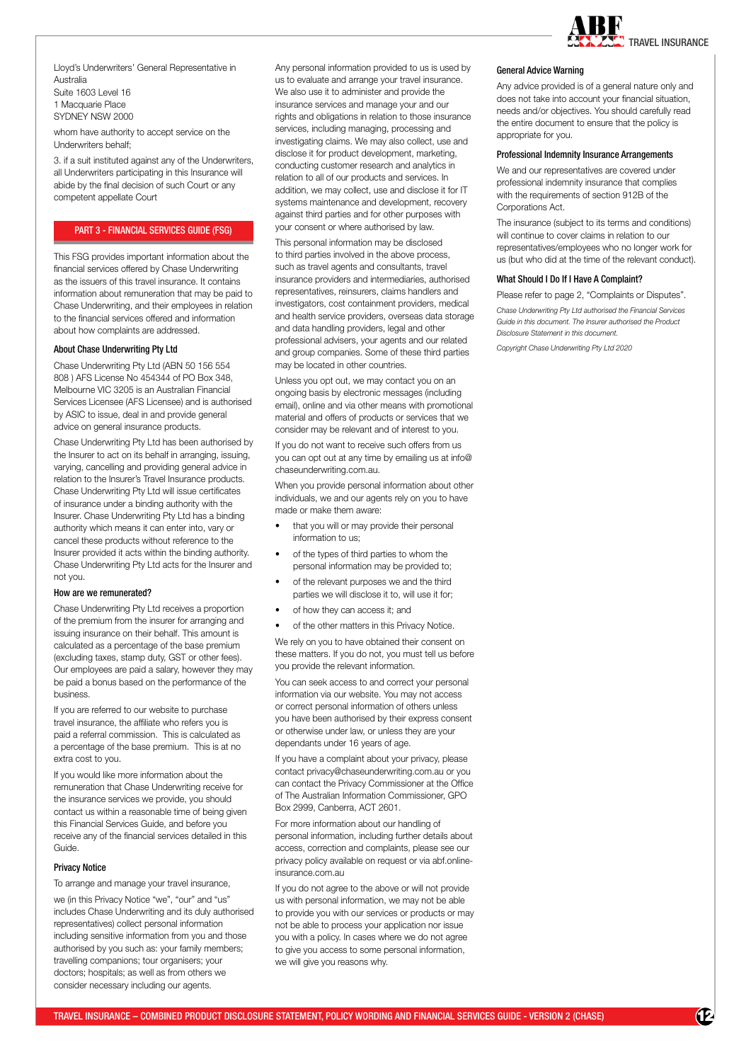Lloyd's Underwriters' General Representative in Australia
Suite 1603 Level 16
1 Macquarie Place
SYDNEY NSW 2000

whom have authority to accept service on the Underwriters behalf;

3. if a suit instituted against any of the Underwriters, all Underwriters participating in this Insurance will abide by the final decision of such Court or any competent appellate Court

## PART 3 - FINANCIAL SERVICES GUIDE (FSG)

This FSG provides important information about the financial services offered by Chase Underwriting as the issuers of this travel insurance. It contains information about remuneration that may be paid to Chase Underwriting, and their employees in relation to the financial services offered and information about how complaints are addressed.

### About Chase Underwriting Pty Ltd

Chase Underwriting Pty Ltd (ABN 50 156 554 808 ) AFS License No 454344 of PO Box 348, Melbourne VIC 3205 is an Australian Financial Services Licensee (AFS Licensee) and is authorised by ASIC to issue, deal in and provide general advice on general insurance products.

Chase Underwriting Pty Ltd has been authorised by the Insurer to act on its behalf in arranging, issuing, varying, cancelling and providing general advice in relation to the Insurer's Travel Insurance products. Chase Underwriting Pty Ltd will issue certificates of insurance under a binding authority with the Insurer. Chase Underwriting Pty Ltd has a binding authority which means it can enter into, vary or cancel these products without reference to the Insurer provided it acts within the binding authority. Chase Underwriting Pty Ltd acts for the Insurer and not you.

### How are we remunerated?

Chase Underwriting Pty Ltd receives a proportion of the premium from the insurer for arranging and issuing insurance on their behalf. This amount is calculated as a percentage of the base premium (excluding taxes, stamp duty, GST or other fees). Our employees are paid a salary, however they may be paid a bonus based on the performance of the business.

If you are referred to our website to purchase travel insurance, the affiliate who refers you is paid a referral commission. This is calculated as a percentage of the base premium. This is at no extra cost to you.

If you would like more information about the remuneration that Chase Underwriting receive for the insurance services we provide, you should contact us within a reasonable time of being given this Financial Services Guide, and before you receive any of the financial services detailed in this Guide.

### Privacy Notice

To arrange and manage your travel insurance,

we (in this Privacy Notice "we", "our" and "us" includes Chase Underwriting and its duly authorised representatives) collect personal information including sensitive information from you and those authorised by you such as: your family members; travelling companions; tour organisers; your doctors; hospitals; as well as from others we consider necessary including our agents.

Any personal information provided to us is used by us to evaluate and arrange your travel insurance. We also use it to administer and provide the insurance services and manage your and our rights and obligations in relation to those insurance services, including managing, processing and investigating claims. We may also collect, use and disclose it for product development, marketing, conducting customer research and analytics in relation to all of our products and services. In addition, we may collect, use and disclose it for IT systems maintenance and development, recovery against third parties and for other purposes with your consent or where authorised by law.

This personal information may be disclosed to third parties involved in the above process, such as travel agents and consultants, travel insurance providers and intermediaries, authorised representatives, reinsurers, claims handlers and investigators, cost containment providers, medical and health service providers, overseas data storage and data handling providers, legal and other professional advisers, your agents and our related and group companies. Some of these third parties may be located in other countries.

Unless you opt out, we may contact you on an ongoing basis by electronic messages (including email), online and via other means with promotional material and offers of products or services that we consider may be relevant and of interest to you.

If you do not want to receive such offers from us you can opt out at any time by emailing us at info@chaseunderwriting.com.au.

When you provide personal information about other individuals, we and our agents rely on you to have made or make them aware:

- that you will or may provide their personal information to us;
- of the types of third parties to whom the personal information may be provided to;
- of the relevant purposes we and the third parties we will disclose it to, will use it for;
- of how they can access it; and
- of the other matters in this Privacy Notice.

We rely on you to have obtained their consent on these matters. If you do not, you must tell us before you provide the relevant information.

You can seek access to and correct your personal information via our website. You may not access or correct personal information of others unless you have been authorised by their express consent or otherwise under law, or unless they are your dependants under 16 years of age.

If you have a complaint about your privacy, please contact privacy@chaseunderwriting.com.au or you can contact the Privacy Commissioner at the Office of The Australian Information Commissioner, GPO Box 2999, Canberra, ACT 2601.

For more information about our handling of personal information, including further details about access, correction and complaints, please see our privacy policy available on request or via abf.online-insurance.com.au

If you do not agree to the above or will not provide us with personal information, we may not be able to provide you with our services or products or may not be able to process your application nor issue you with a policy. In cases where we do not agree to give you access to some personal information, we will give you reasons why.

### General Advice Warning

Any advice provided is of a general nature only and does not take into account your financial situation, needs and/or objectives. You should carefully read the entire document to ensure that the policy is appropriate for you.

### Professional Indemnity Insurance Arrangements

We and our representatives are covered under professional indemnity insurance that complies with the requirements of section 912B of the Corporations Act.

The insurance (subject to its terms and conditions) will continue to cover claims in relation to our representatives/employees who no longer work for us (but who did at the time of the relevant conduct).

### What Should I Do If I Have A Complaint?

Please refer to page 2, "Complaints or Disputes".

*Chase Underwriting Pty Ltd authorised the Financial Services Guide in this document. The Insurer authorised the Product Disclosure Statement in this document.*

*Copyright Chase Underwriting Pty Ltd 2020*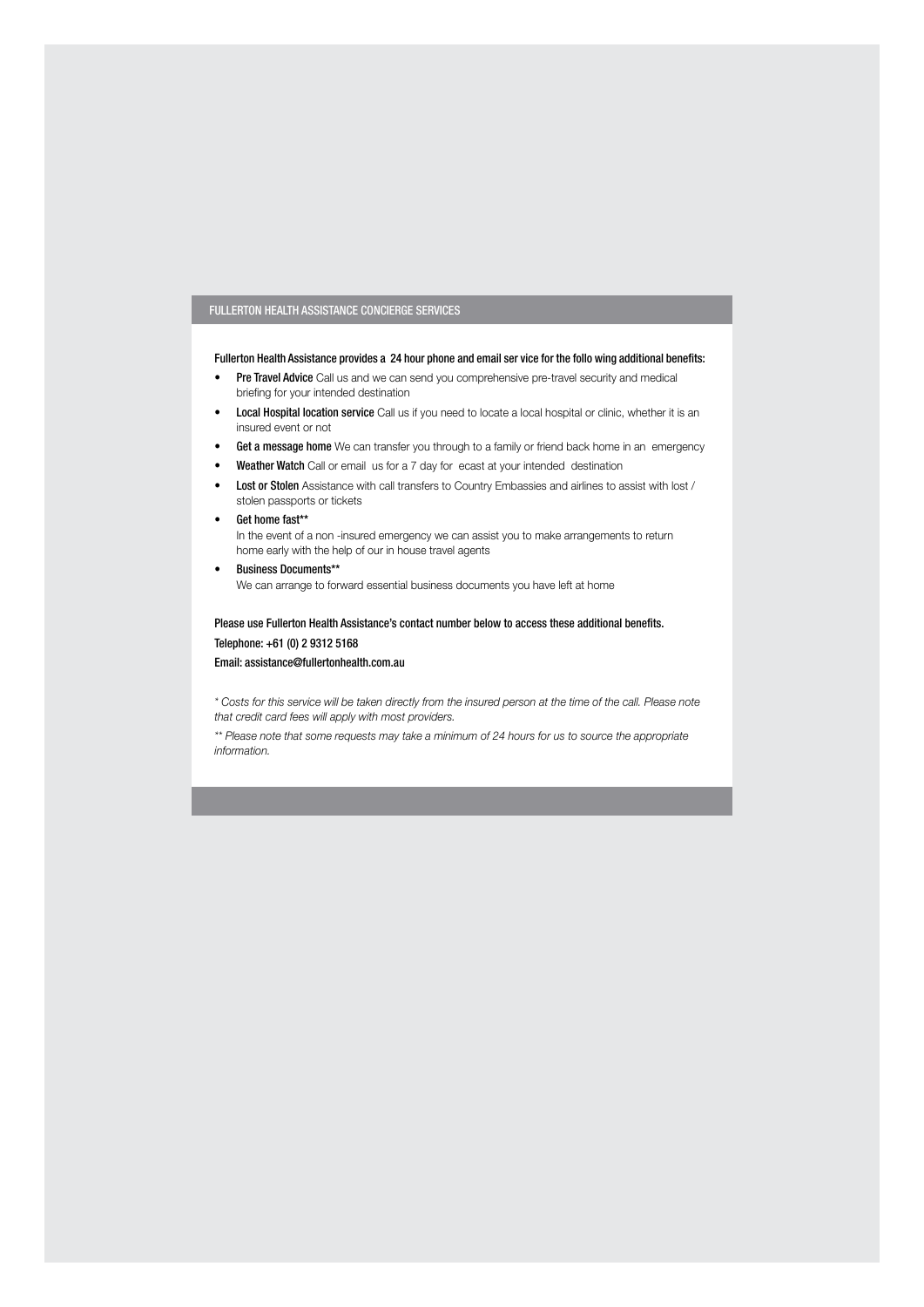## FULLERTON HEALTH ASSISTANCE CONCIERGE SERVICES

**Fullerton Health Assistance provides a 24 hour phone and email ser vice for the follo wing additional benefits:**

- **Pre Travel Advice** Call us and we can send you comprehensive pre-travel security and medical briefing for your intended destination
- **Local Hospital location service** Call us if you need to locate a local hospital or clinic, whether it is an insured event or not
- **Get a message home** We can transfer you through to a family or friend back home in an emergency
- **Weather Watch** Call or email us for a 7 day for ecast at your intended destination
- **Lost or Stolen** Assistance with call transfers to Country Embassies and airlines to assist with lost / stolen passports or tickets
- **Get home fast****
  In the event of a non -insured emergency we can assist you to make arrangements to return home early with the help of our in house travel agents
- **Business Documents****
  We can arrange to forward essential business documents you have left at home

**Please use Fullerton Health Assistance's contact number below to access these additional benefits.**

**Telephone: +61 (0) 2 9312 5168**

**Email: assistance@fullertonhealth.com.au**

*\* Costs for this service will be taken directly from the insured person at the time of the call. Please note that credit card fees will apply with most providers.*

*\*\* Please note that some requests may take a minimum of 24 hours for us to source the appropriate information.*